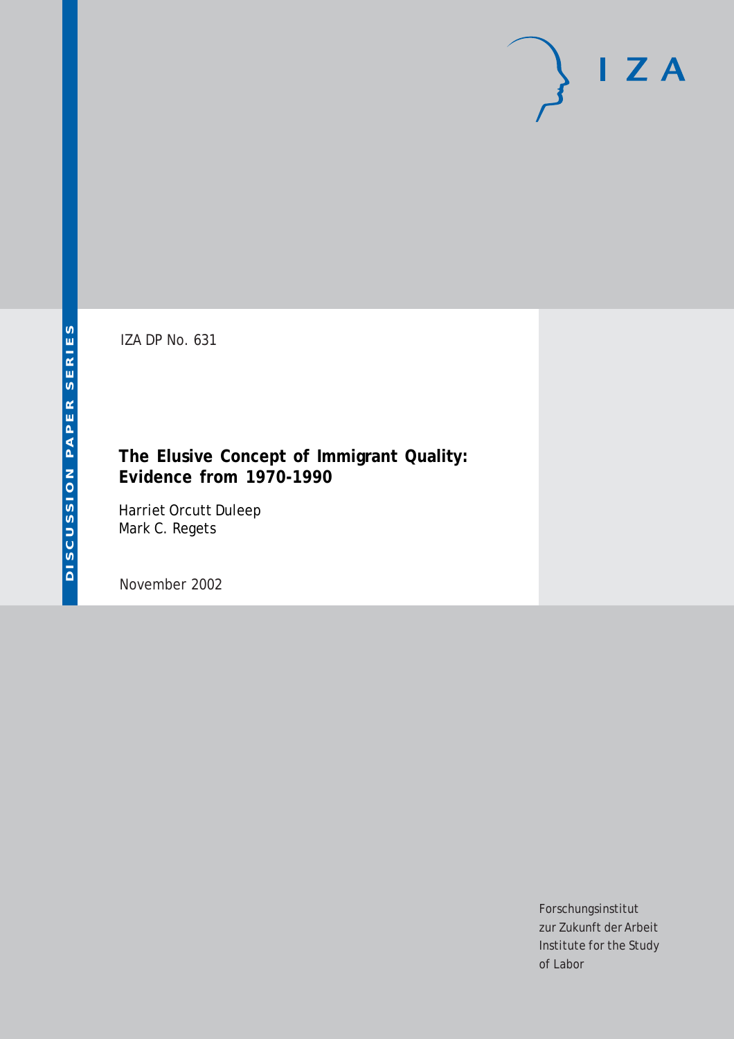IZA DP No. 631

# The Elusive Concept of Immigrant Quality: Evidence from 1970-1990

Harriet Orcutt Duleep
Mark C. Regets

November 2002

Forschungsinstitut
zur Zukunft der Arbeit
Institute for the Study
of Labor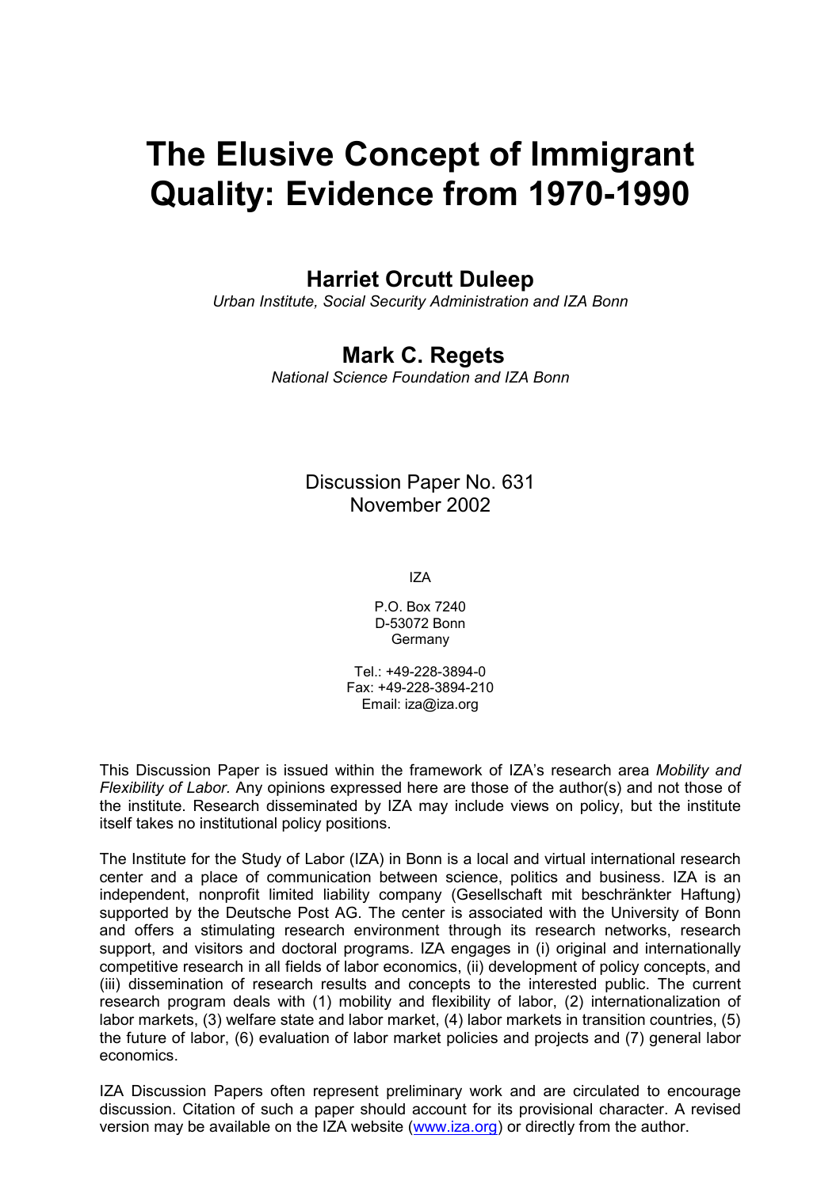# The Elusive Concept of Immigrant Quality: Evidence from 1970-1990

## Harriet Orcutt Duleep

*Urban Institute, Social Security Administration and IZA Bonn*

## Mark C. Regets

*National Science Foundation and IZA Bonn*

Discussion Paper No. 631
November 2002

IZA

P.O. Box 7240
D-53072 Bonn
Germany

Tel.: +49-228-3894-0
Fax: +49-228-3894-210
Email: iza@iza.org

This Discussion Paper is issued within the framework of IZA's research area *Mobility and Flexibility of Labor.* Any opinions expressed here are those of the author(s) and not those of the institute. Research disseminated by IZA may include views on policy, but the institute itself takes no institutional policy positions.

The Institute for the Study of Labor (IZA) in Bonn is a local and virtual international research center and a place of communication between science, politics and business. IZA is an independent, nonprofit limited liability company (Gesellschaft mit beschränkter Haftung) supported by the Deutsche Post AG. The center is associated with the University of Bonn and offers a stimulating research environment through its research networks, research support, and visitors and doctoral programs. IZA engages in (i) original and internationally competitive research in all fields of labor economics, (ii) development of policy concepts, and (iii) dissemination of research results and concepts to the interested public. The current research program deals with (1) mobility and flexibility of labor, (2) internationalization of labor markets, (3) welfare state and labor market, (4) labor markets in transition countries, (5) the future of labor, (6) evaluation of labor market policies and projects and (7) general labor economics.

IZA Discussion Papers often represent preliminary work and are circulated to encourage discussion. Citation of such a paper should account for its provisional character. A revised version may be available on the IZA website (www.iza.org) or directly from the author.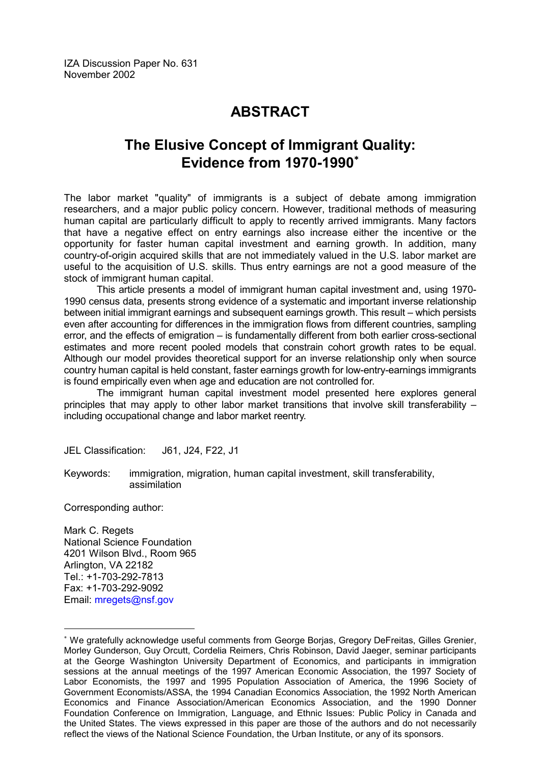IZA Discussion Paper No. 631
November 2002

# ABSTRACT

## The Elusive Concept of Immigrant Quality: Evidence from 1970-1990*

The labor market "quality" of immigrants is a subject of debate among immigration researchers, and a major public policy concern. However, traditional methods of measuring human capital are particularly difficult to apply to recently arrived immigrants. Many factors that have a negative effect on entry earnings also increase either the incentive or the opportunity for faster human capital investment and earning growth. In addition, many country-of-origin acquired skills that are not immediately valued in the U.S. labor market are useful to the acquisition of U.S. skills. Thus entry earnings are not a good measure of the stock of immigrant human capital.

This article presents a model of immigrant human capital investment and, using 1970-1990 census data, presents strong evidence of a systematic and important inverse relationship between initial immigrant earnings and subsequent earnings growth. This result – which persists even after accounting for differences in the immigration flows from different countries, sampling error, and the effects of emigration – is fundamentally different from both earlier cross-sectional estimates and more recent pooled models that constrain cohort growth rates to be equal. Although our model provides theoretical support for an inverse relationship only when source country human capital is held constant, faster earnings growth for low-entry-earnings immigrants is found empirically even when age and education are not controlled for.

The immigrant human capital investment model presented here explores general principles that may apply to other labor market transitions that involve skill transferability – including occupational change and labor market reentry.

JEL Classification: J61, J24, F22, J1

Keywords: immigration, migration, human capital investment, skill transferability, assimilation

Corresponding author:

Mark C. Regets
National Science Foundation
4201 Wilson Blvd., Room 965
Arlington, VA 22182
Tel.: +1-703-292-7813
Fax: +1-703-292-9092
Email: mregets@nsf.gov

---

* We gratefully acknowledge useful comments from George Borjas, Gregory DeFreitas, Gilles Grenier, Morley Gunderson, Guy Orcutt, Cordelia Reimers, Chris Robinson, David Jaeger, seminar participants at the George Washington University Department of Economics, and participants in immigration sessions at the annual meetings of the 1997 American Economic Association, the 1997 Society of Labor Economists, the 1997 and 1995 Population Association of America, the 1996 Society of Government Economists/ASSA, the 1994 Canadian Economics Association, the 1992 North American Economics and Finance Association/American Economics Association, and the 1990 Donner Foundation Conference on Immigration, Language, and Ethnic Issues: Public Policy in Canada and the United States. The views expressed in this paper are those of the authors and do not necessarily reflect the views of the National Science Foundation, the Urban Institute, or any of its sponsors.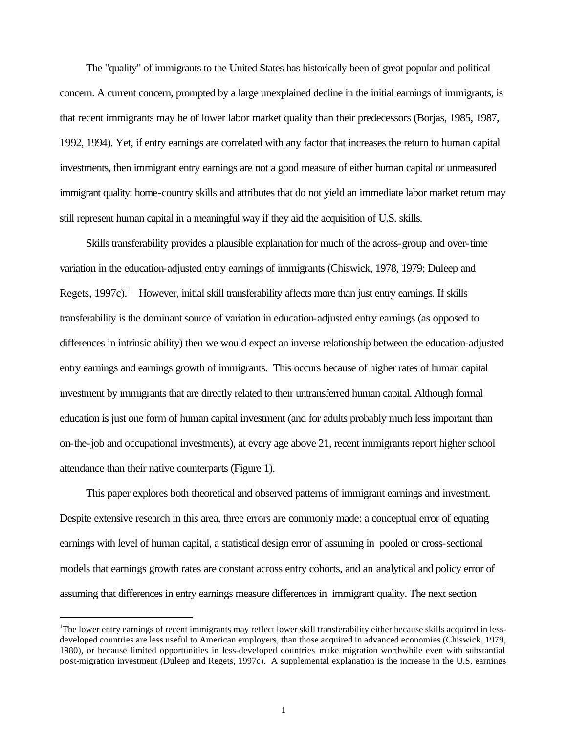The "quality" of immigrants to the United States has historically been of great popular and political concern. A current concern, prompted by a large unexplained decline in the initial earnings of immigrants, is that recent immigrants may be of lower labor market quality than their predecessors (Borjas, 1985, 1987, 1992, 1994). Yet, if entry earnings are correlated with any factor that increases the return to human capital investments, then immigrant entry earnings are not a good measure of either human capital or unmeasured immigrant quality: home-country skills and attributes that do not yield an immediate labor market return may still represent human capital in a meaningful way if they aid the acquisition of U.S. skills.

Skills transferability provides a plausible explanation for much of the across-group and over-time variation in the education-adjusted entry earnings of immigrants (Chiswick, 1978, 1979; Duleep and Regets, 1997c).[1] However, initial skill transferability affects more than just entry earnings. If skills transferability is the dominant source of variation in education-adjusted entry earnings (as opposed to differences in intrinsic ability) then we would expect an inverse relationship between the education-adjusted entry earnings and earnings growth of immigrants. This occurs because of higher rates of human capital investment by immigrants that are directly related to their untransferred human capital. Although formal education is just one form of human capital investment (and for adults probably much less important than on-the-job and occupational investments), at every age above 21, recent immigrants report higher school attendance than their native counterparts (Figure 1).

This paper explores both theoretical and observed patterns of immigrant earnings and investment. Despite extensive research in this area, three errors are commonly made: a conceptual error of equating earnings with level of human capital, a statistical design error of assuming in pooled or cross-sectional models that earnings growth rates are constant across entry cohorts, and an analytical and policy error of assuming that differences in entry earnings measure differences in immigrant quality. The next section

[1]The lower entry earnings of recent immigrants may reflect lower skill transferability either because skills acquired in less-developed countries are less useful to American employers, than those acquired in advanced economies (Chiswick, 1979, 1980), or because limited opportunities in less-developed countries make migration worthwhile even with substantial post-migration investment (Duleep and Regets, 1997c). A supplemental explanation is the increase in the U.S. earnings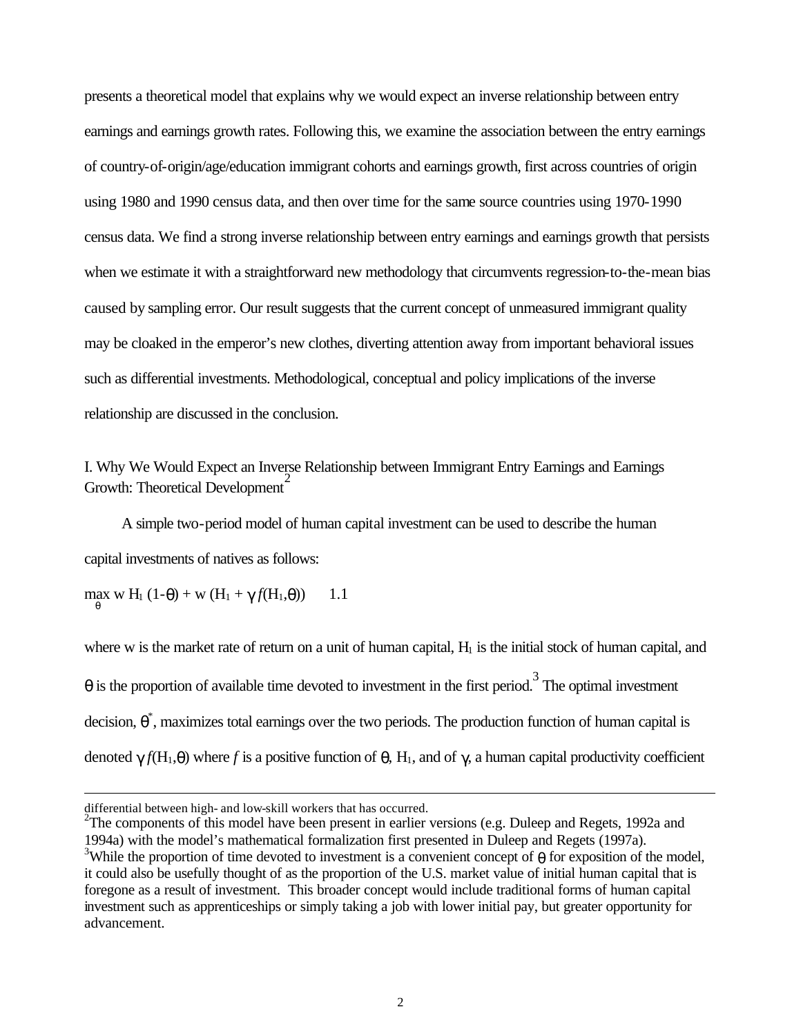presents a theoretical model that explains why we would expect an inverse relationship between entry earnings and earnings growth rates. Following this, we examine the association between the entry earnings of country-of-origin/age/education immigrant cohorts and earnings growth, first across countries of origin using 1980 and 1990 census data, and then over time for the same source countries using 1970-1990 census data. We find a strong inverse relationship between entry earnings and earnings growth that persists when we estimate it with a straightforward new methodology that circumvents regression-to-the-mean bias caused by sampling error. Our result suggests that the current concept of unmeasured immigrant quality may be cloaked in the emperor's new clothes, diverting attention away from important behavioral issues such as differential investments. Methodological, conceptual and policy implications of the inverse relationship are discussed in the conclusion.

## I. Why We Would Expect an Inverse Relationship between Immigrant Entry Earnings and Earnings Growth: Theoretical Development[2]

A simple two-period model of human capital investment can be used to describe the human capital investments of natives as follows:

$$\max_{\theta} \; w\, H_1 (1-\theta) + w\, (H_1 + \gamma f(H_1,\theta)) \qquad 1.1$$

where w is the market rate of return on a unit of human capital, $H_1$ is the initial stock of human capital, and $\theta$ is the proportion of available time devoted to investment in the first period.[3] The optimal investment decision, $\theta^*$, maximizes total earnings over the two periods. The production function of human capital is denoted $\gamma f(H_1,\theta)$ where $f$ is a positive function of $\theta$, $H_1$, and of $\gamma$, a human capital productivity coefficient

---

differential between high- and low-skill workers that has occurred.

[2]The components of this model have been present in earlier versions (e.g. Duleep and Regets, 1992a and 1994a) with the model's mathematical formalization first presented in Duleep and Regets (1997a).

[3]While the proportion of time devoted to investment is a convenient concept of $\theta$ for exposition of the model, it could also be usefully thought of as the proportion of the U.S. market value of initial human capital that is foregone as a result of investment. This broader concept would include traditional forms of human capital investment such as apprenticeships or simply taking a job with lower initial pay, but greater opportunity for advancement.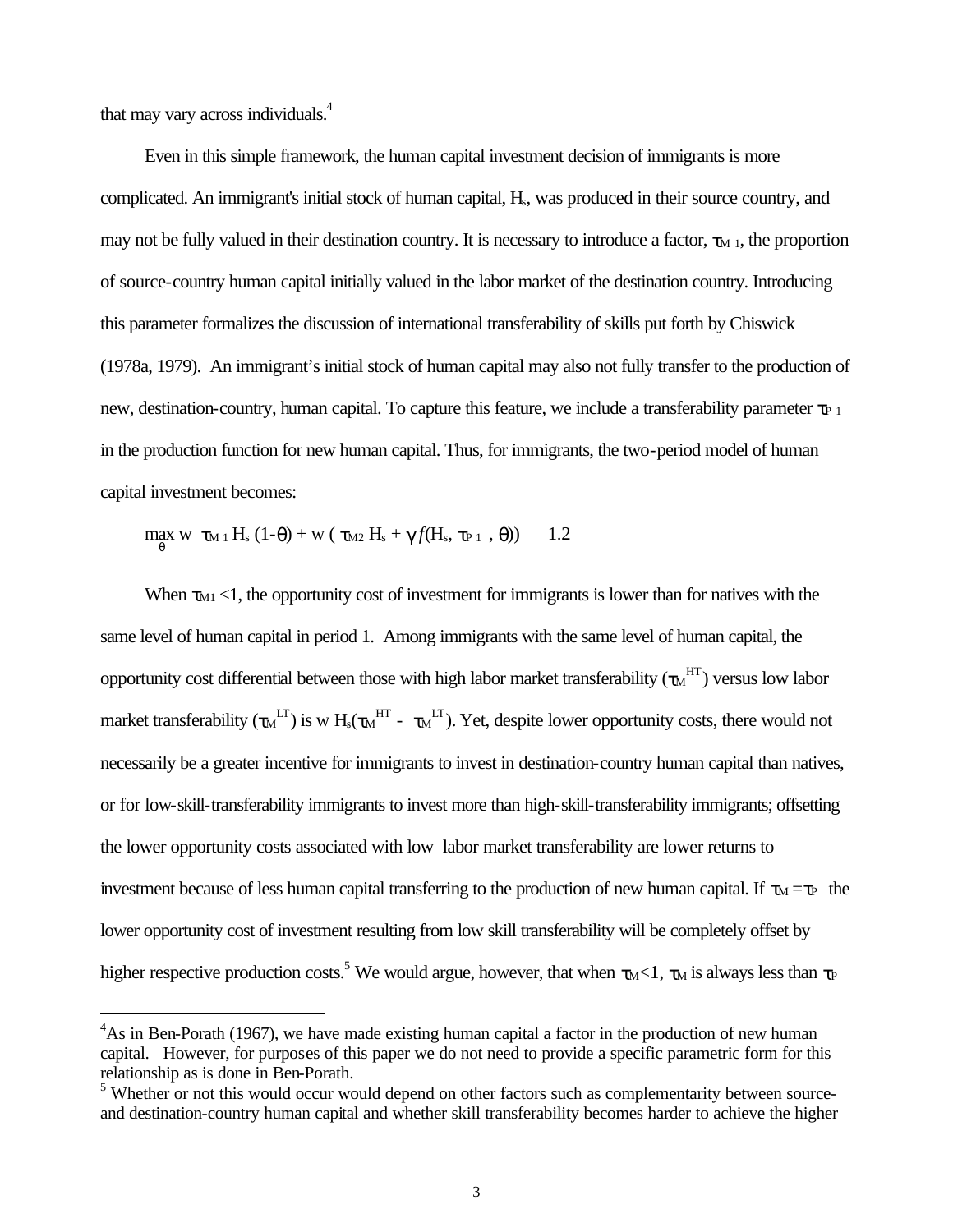that may vary across individuals.[4]

Even in this simple framework, the human capital investment decision of immigrants is more complicated. An immigrant's initial stock of human capital, $H_s$, was produced in their source country, and may not be fully valued in their destination country. It is necessary to introduce a factor, $\tau_{M\,1}$, the proportion of source-country human capital initially valued in the labor market of the destination country. Introducing this parameter formalizes the discussion of international transferability of skills put forth by Chiswick (1978a, 1979). An immigrant's initial stock of human capital may also not fully transfer to the production of new, destination-country, human capital. To capture this feature, we include a transferability parameter $\tau_{P\,1}$ in the production function for new human capital. Thus, for immigrants, the two-period model of human capital investment becomes:

$$\max_{\theta} \; w \;\; \tau_{M\,1} H_s (1-\theta) + w \left( \tau_{M2} H_s + \gamma f(H_s, \tau_{P\,1}, \theta) \right) \qquad 1.2$$

When $\tau_{M1} < 1$, the opportunity cost of investment for immigrants is lower than for natives with the same level of human capital in period 1. Among immigrants with the same level of human capital, the opportunity cost differential between those with high labor market transferability ($\tau_M^{HT}$) versus low labor market transferability ($\tau_M^{LT}$) is $w\,H_s(\tau_M^{HT} - \tau_M^{LT})$. Yet, despite lower opportunity costs, there would not necessarily be a greater incentive for immigrants to invest in destination-country human capital than natives, or for low-skill-transferability immigrants to invest more than high-skill-transferability immigrants; offsetting the lower opportunity costs associated with low labor market transferability are lower returns to investment because of less human capital transferring to the production of new human capital. If $\tau_M = \tau_P$ the lower opportunity cost of investment resulting from low skill transferability will be completely offset by higher respective production costs.[5] We would argue, however, that when $\tau_M < 1$, $\tau_M$ is always less than $\tau_P$

[4] As in Ben-Porath (1967), we have made existing human capital a factor in the production of new human capital. However, for purposes of this paper we do not need to provide a specific parametric form for this relationship as is done in Ben-Porath.

[5] Whether or not this would occur would depend on other factors such as complementarity between source- and destination-country human capital and whether skill transferability becomes harder to achieve the higher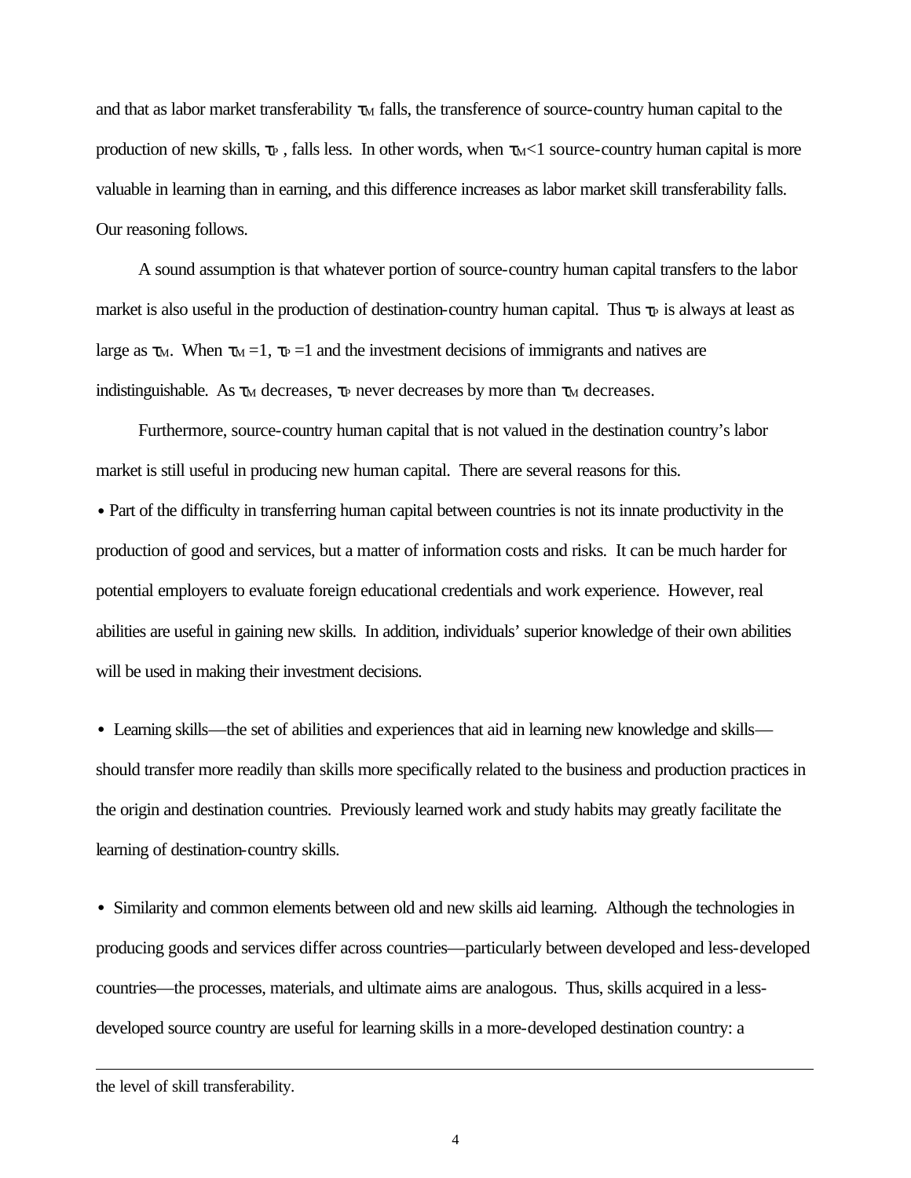and that as labor market transferability $\tau_M$ falls, the transference of source-country human capital to the production of new skills, $\tau_P$, falls less. In other words, when $\tau_M<1$ source-country human capital is more valuable in learning than in earning, and this difference increases as labor market skill transferability falls. Our reasoning follows.

A sound assumption is that whatever portion of source-country human capital transfers to the labor market is also useful in the production of destination-country human capital. Thus $\tau_P$ is always at least as large as $\tau_M$. When $\tau_M=1$, $\tau_P=1$ and the investment decisions of immigrants and natives are indistinguishable. As $\tau_M$ decreases, $\tau_P$ never decreases by more than $\tau_M$ decreases.

Furthermore, source-country human capital that is not valued in the destination country's labor market is still useful in producing new human capital. There are several reasons for this.

- Part of the difficulty in transferring human capital between countries is not its innate productivity in the production of good and services, but a matter of information costs and risks. It can be much harder for potential employers to evaluate foreign educational credentials and work experience. However, real abilities are useful in gaining new skills. In addition, individuals' superior knowledge of their own abilities will be used in making their investment decisions.

- Learning skills—the set of abilities and experiences that aid in learning new knowledge and skills—should transfer more readily than skills more specifically related to the business and production practices in the origin and destination countries. Previously learned work and study habits may greatly facilitate the learning of destination-country skills.

- Similarity and common elements between old and new skills aid learning. Although the technologies in producing goods and services differ across countries—particularly between developed and less-developed countries—the processes, materials, and ultimate aims are analogous. Thus, skills acquired in a less-developed source country are useful for learning skills in a more-developed destination country: a

---

the level of skill transferability.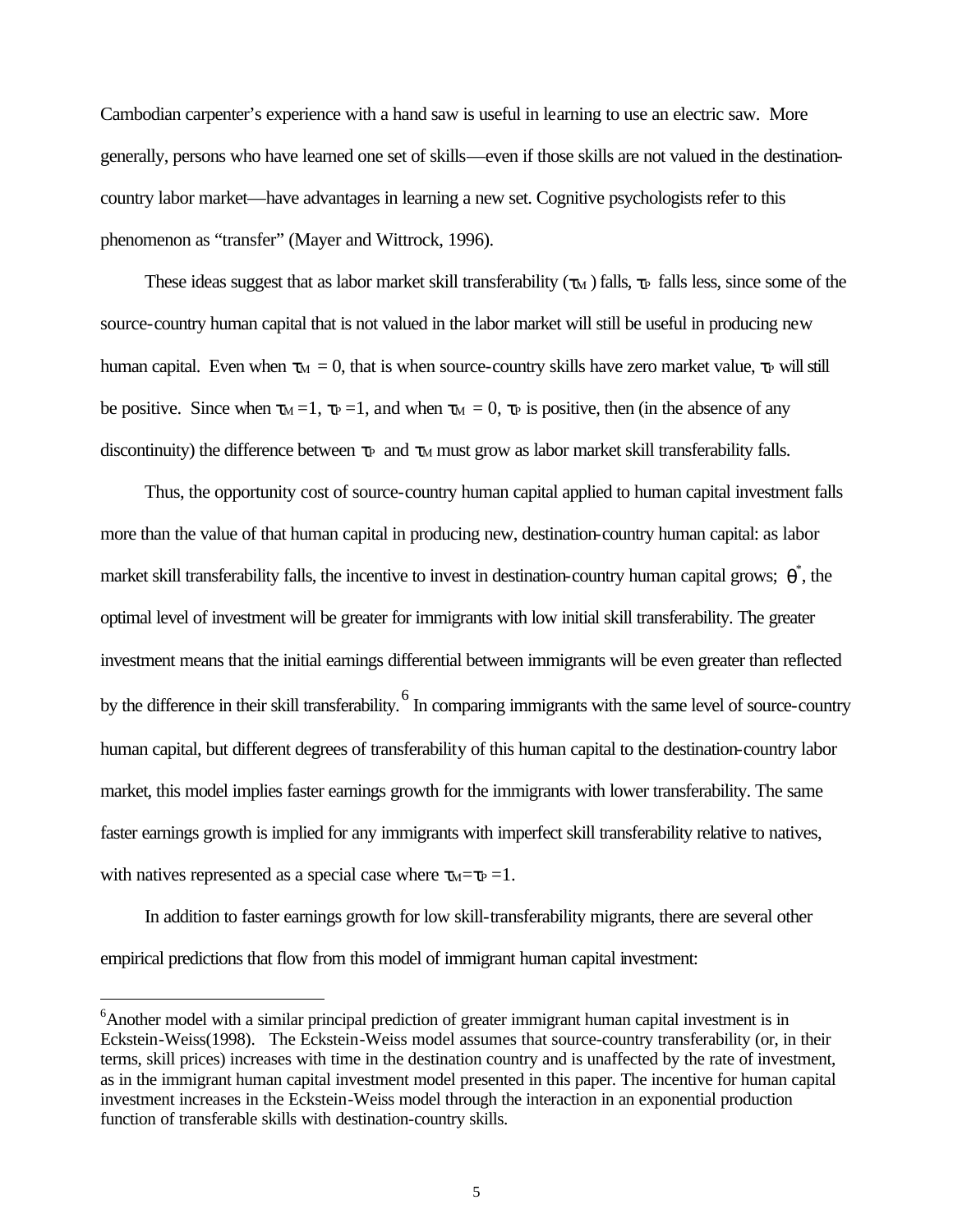Cambodian carpenter's experience with a hand saw is useful in learning to use an electric saw. More generally, persons who have learned one set of skills—even if those skills are not valued in the destination-country labor market—have advantages in learning a new set. Cognitive psychologists refer to this phenomenon as "transfer" (Mayer and Wittrock, 1996).

These ideas suggest that as labor market skill transferability ($\tau_M$) falls, $\tau_P$ falls less, since some of the source-country human capital that is not valued in the labor market will still be useful in producing new human capital. Even when $\tau_M = 0$, that is when source-country skills have zero market value, $\tau_P$ will still be positive. Since when $\tau_M = 1$, $\tau_P = 1$, and when $\tau_M = 0$, $\tau_P$ is positive, then (in the absence of any discontinuity) the difference between $\tau_P$ and $\tau_M$ must grow as labor market skill transferability falls.

Thus, the opportunity cost of source-country human capital applied to human capital investment falls more than the value of that human capital in producing new, destination-country human capital: as labor market skill transferability falls, the incentive to invest in destination-country human capital grows; $\theta^*$, the optimal level of investment will be greater for immigrants with low initial skill transferability. The greater investment means that the initial earnings differential between immigrants will be even greater than reflected by the difference in their skill transferability.[6] In comparing immigrants with the same level of source-country human capital, but different degrees of transferability of this human capital to the destination-country labor market, this model implies faster earnings growth for the immigrants with lower transferability. The same faster earnings growth is implied for any immigrants with imperfect skill transferability relative to natives, with natives represented as a special case where $\tau_M = \tau_P = 1$.

In addition to faster earnings growth for low skill-transferability migrants, there are several other empirical predictions that flow from this model of immigrant human capital investment:

[6] Another model with a similar principal prediction of greater immigrant human capital investment is in Eckstein-Weiss(1998). The Eckstein-Weiss model assumes that source-country transferability (or, in their terms, skill prices) increases with time in the destination country and is unaffected by the rate of investment, as in the immigrant human capital investment model presented in this paper. The incentive for human capital investment increases in the Eckstein-Weiss model through the interaction in an exponential production function of transferable skills with destination-country skills.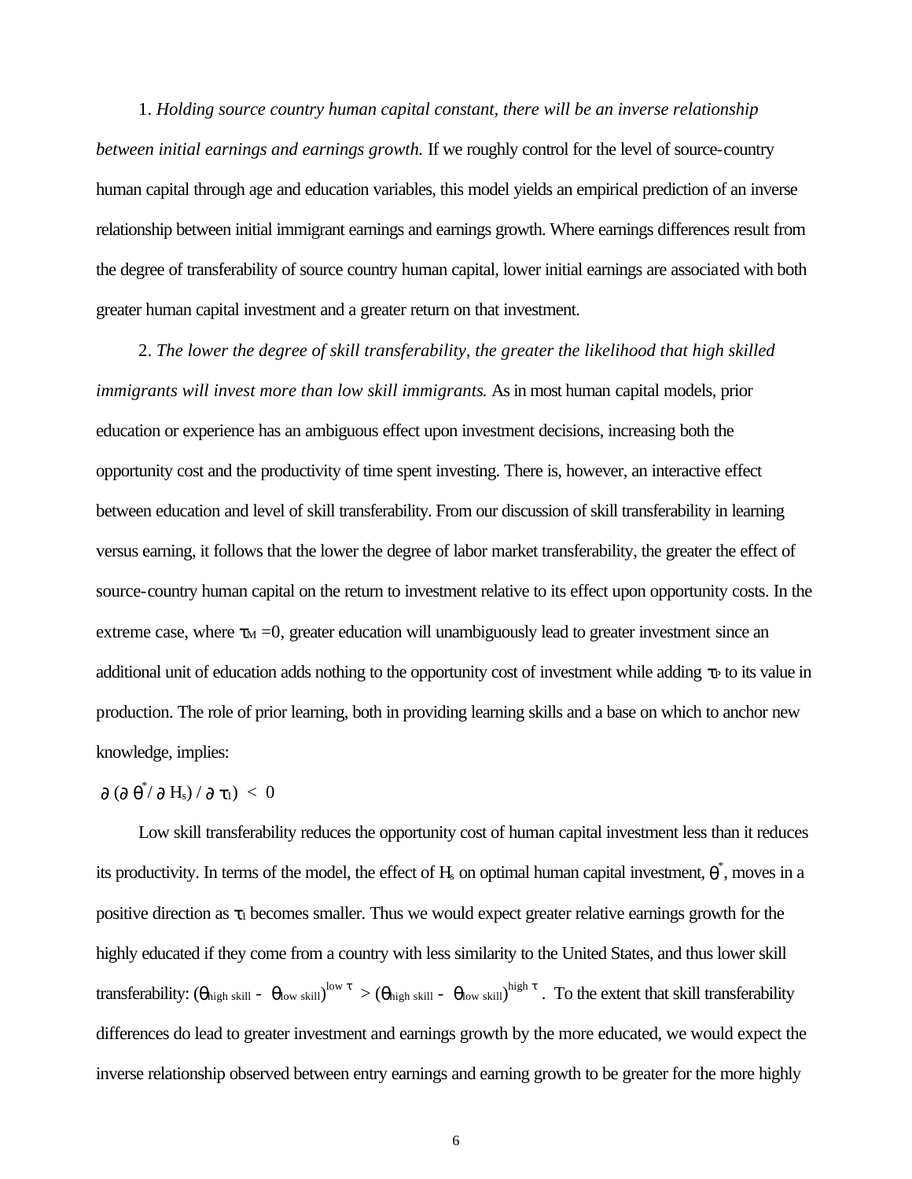1. *Holding source country human capital constant, there will be an inverse relationship between initial earnings and earnings growth.* If we roughly control for the level of source-country human capital through age and education variables, this model yields an empirical prediction of an inverse relationship between initial immigrant earnings and earnings growth. Where earnings differences result from the degree of transferability of source country human capital, lower initial earnings are associated with both greater human capital investment and a greater return on that investment.

2. *The lower the degree of skill transferability, the greater the likelihood that high skilled immigrants will invest more than low skill immigrants.* As in most human capital models, prior education or experience has an ambiguous effect upon investment decisions, increasing both the opportunity cost and the productivity of time spent investing. There is, however, an interactive effect between education and level of skill transferability. From our discussion of skill transferability in learning versus earning, it follows that the lower the degree of labor market transferability, the greater the effect of source-country human capital on the return to investment relative to its effect upon opportunity costs. In the extreme case, where $\tau_M = 0$, greater education will unambiguously lead to greater investment since an additional unit of education adds nothing to the opportunity cost of investment while adding $\tau_P$ to its value in production. The role of prior learning, both in providing learning skills and a base on which to anchor new knowledge, implies:

$$\partial (\partial \theta^{*} / \partial H_s) / \partial \tau_l) < 0$$

Low skill transferability reduces the opportunity cost of human capital investment less than it reduces its productivity. In terms of the model, the effect of $H_s$ on optimal human capital investment, $\theta^{*}$, moves in a positive direction as $\tau_l$ becomes smaller. Thus we would expect greater relative earnings growth for the highly educated if they come from a country with less similarity to the United States, and thus lower skill transferability: $(\theta_{\text{high skill}} - \theta_{\text{low skill}})^{\text{low } \tau} > (\theta_{\text{high skill}} - \theta_{\text{low skill}})^{\text{high } \tau}$. To the extent that skill transferability differences do lead to greater investment and earnings growth by the more educated, we would expect the inverse relationship observed between entry earnings and earning growth to be greater for the more highly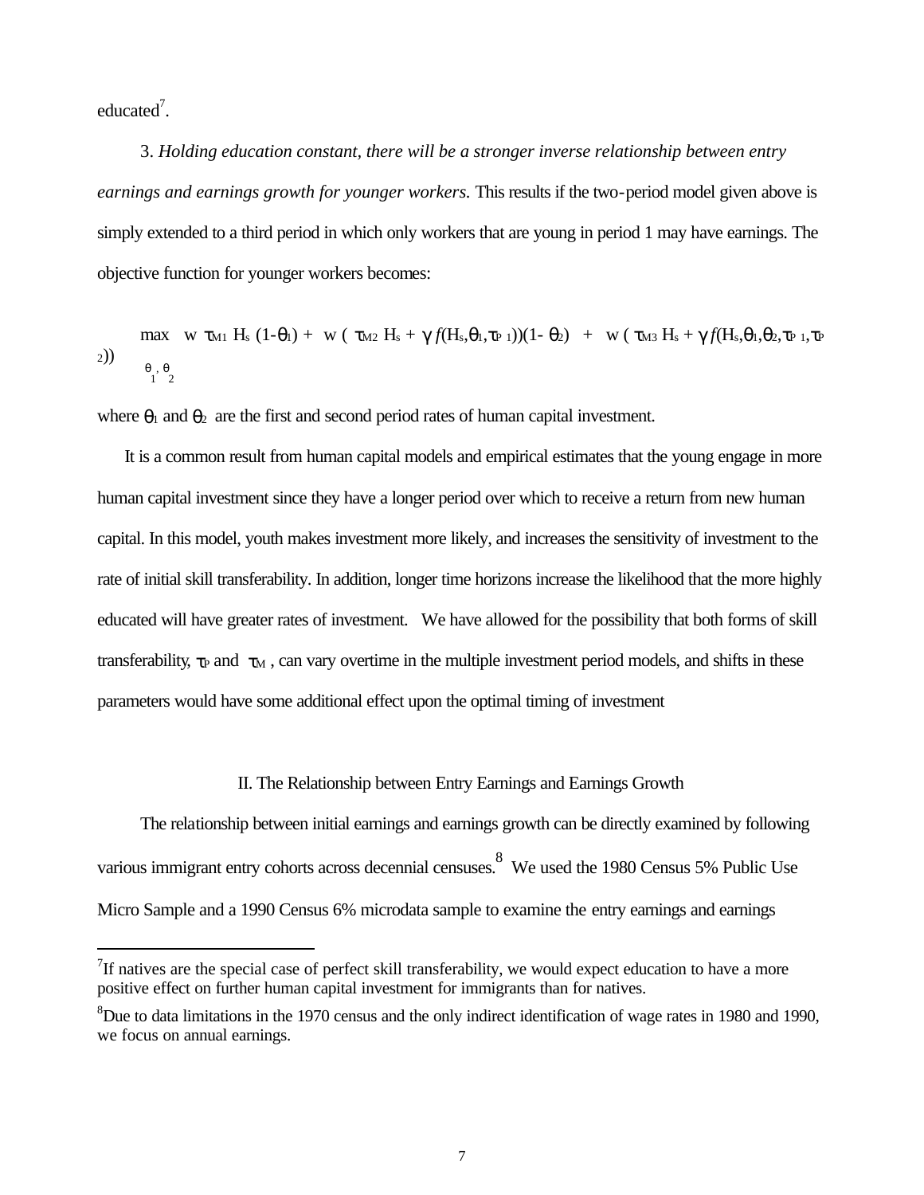educated[7].

3. *Holding education constant, there will be a stronger inverse relationship between entry earnings and earnings growth for younger workers.* This results if the two-period model given above is simply extended to a third period in which only workers that are young in period 1 may have earnings. The objective function for younger workers becomes:

$$\max_{\theta_1, \theta_2} \; w\, \tau_{M1} H_s (1-\theta_1) + w\,( \tau_{M2} H_s + \gamma f(H_s,\theta_1,\tau_{P1}))(1- \theta_2) \; + \; w\,( \tau_{M3} H_s + \gamma f(H_s,\theta_1,\theta_2,\tau_{P1},\tau_{P2}))$$

where $\theta_1$ and $\theta_2$ are the first and second period rates of human capital investment.

It is a common result from human capital models and empirical estimates that the young engage in more human capital investment since they have a longer period over which to receive a return from new human capital. In this model, youth makes investment more likely, and increases the sensitivity of investment to the rate of initial skill transferability. In addition, longer time horizons increase the likelihood that the more highly educated will have greater rates of investment. We have allowed for the possibility that both forms of skill transferability, $\tau_P$ and $\tau_M$, can vary overtime in the multiple investment period models, and shifts in these parameters would have some additional effect upon the optimal timing of investment

## II. The Relationship between Entry Earnings and Earnings Growth

The relationship between initial earnings and earnings growth can be directly examined by following various immigrant entry cohorts across decennial censuses.[8] We used the 1980 Census 5% Public Use Micro Sample and a 1990 Census 6% microdata sample to examine the entry earnings and earnings

[7]If natives are the special case of perfect skill transferability, we would expect education to have a more positive effect on further human capital investment for immigrants than for natives.

[8]Due to data limitations in the 1970 census and the only indirect identification of wage rates in 1980 and 1990, we focus on annual earnings.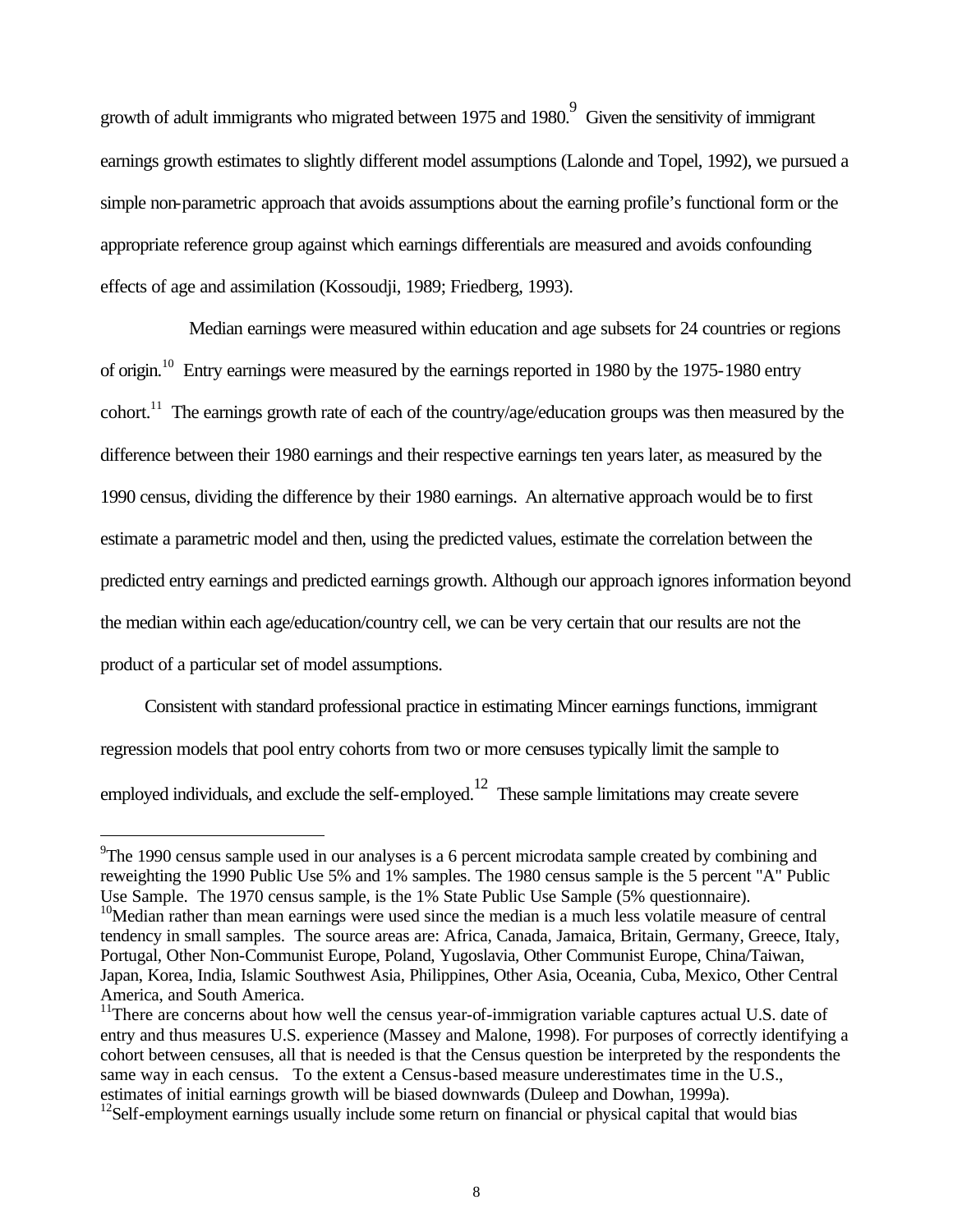growth of adult immigrants who migrated between 1975 and 1980.[9] Given the sensitivity of immigrant earnings growth estimates to slightly different model assumptions (Lalonde and Topel, 1992), we pursued a simple non-parametric approach that avoids assumptions about the earning profile's functional form or the appropriate reference group against which earnings differentials are measured and avoids confounding effects of age and assimilation (Kossoudji, 1989; Friedberg, 1993).

Median earnings were measured within education and age subsets for 24 countries or regions of origin.[10] Entry earnings were measured by the earnings reported in 1980 by the 1975-1980 entry cohort.[11] The earnings growth rate of each of the country/age/education groups was then measured by the difference between their 1980 earnings and their respective earnings ten years later, as measured by the 1990 census, dividing the difference by their 1980 earnings. An alternative approach would be to first estimate a parametric model and then, using the predicted values, estimate the correlation between the predicted entry earnings and predicted earnings growth. Although our approach ignores information beyond the median within each age/education/country cell, we can be very certain that our results are not the product of a particular set of model assumptions.

Consistent with standard professional practice in estimating Mincer earnings functions, immigrant regression models that pool entry cohorts from two or more censuses typically limit the sample to employed individuals, and exclude the self-employed.[12] These sample limitations may create severe

---

[9]The 1990 census sample used in our analyses is a 6 percent microdata sample created by combining and reweighting the 1990 Public Use 5% and 1% samples. The 1980 census sample is the 5 percent "A" Public Use Sample. The 1970 census sample, is the 1% State Public Use Sample (5% questionnaire).

[10]Median rather than mean earnings were used since the median is a much less volatile measure of central tendency in small samples. The source areas are: Africa, Canada, Jamaica, Britain, Germany, Greece, Italy, Portugal, Other Non-Communist Europe, Poland, Yugoslavia, Other Communist Europe, China/Taiwan, Japan, Korea, India, Islamic Southwest Asia, Philippines, Other Asia, Oceania, Cuba, Mexico, Other Central America, and South America.

[11]There are concerns about how well the census year-of-immigration variable captures actual U.S. date of entry and thus measures U.S. experience (Massey and Malone, 1998). For purposes of correctly identifying a cohort between censuses, all that is needed is that the Census question be interpreted by the respondents the same way in each census. To the extent a Census-based measure underestimates time in the U.S., estimates of initial earnings growth will be biased downwards (Duleep and Dowhan, 1999a).

[12]Self-employment earnings usually include some return on financial or physical capital that would bias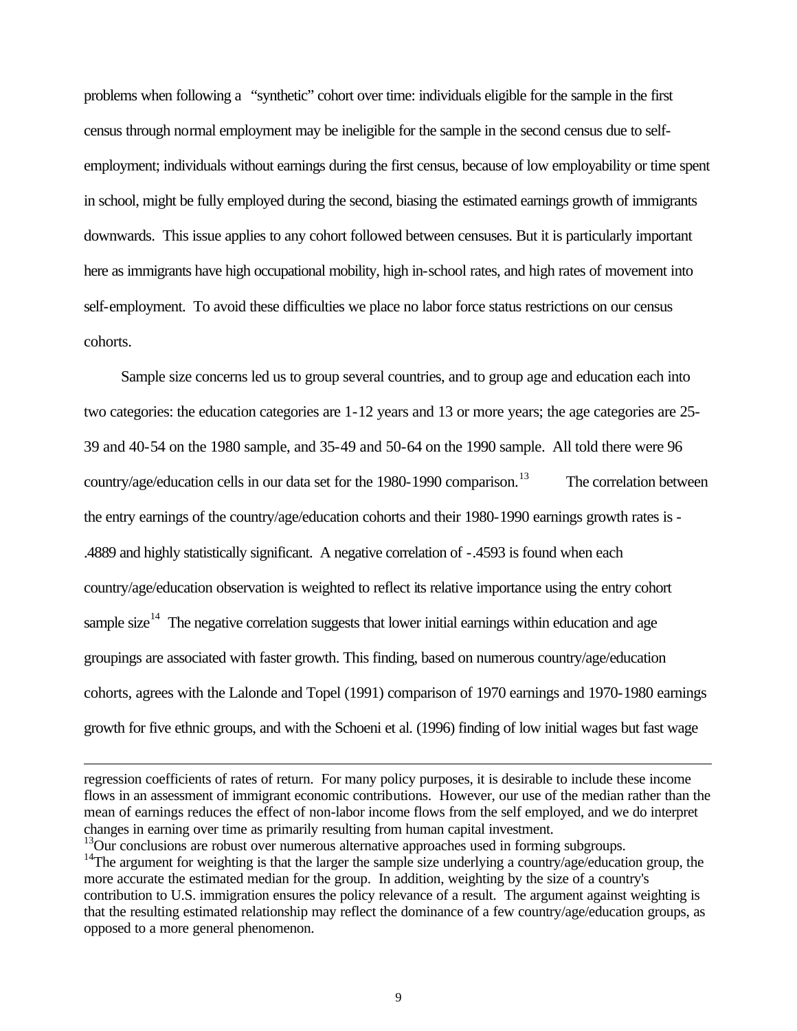problems when following a "synthetic" cohort over time: individuals eligible for the sample in the first census through normal employment may be ineligible for the sample in the second census due to self-employment; individuals without earnings during the first census, because of low employability or time spent in school, might be fully employed during the second, biasing the estimated earnings growth of immigrants downwards. This issue applies to any cohort followed between censuses. But it is particularly important here as immigrants have high occupational mobility, high in-school rates, and high rates of movement into self-employment. To avoid these difficulties we place no labor force status restrictions on our census cohorts.

Sample size concerns led us to group several countries, and to group age and education each into two categories: the education categories are 1-12 years and 13 or more years; the age categories are 25-39 and 40-54 on the 1980 sample, and 35-49 and 50-64 on the 1990 sample. All told there were 96 country/age/education cells in our data set for the 1980-1990 comparison.[13] The correlation between the entry earnings of the country/age/education cohorts and their 1980-1990 earnings growth rates is -.4889 and highly statistically significant. A negative correlation of -.4593 is found when each country/age/education observation is weighted to reflect its relative importance using the entry cohort sample size[14] The negative correlation suggests that lower initial earnings within education and age groupings are associated with faster growth. This finding, based on numerous country/age/education cohorts, agrees with the Lalonde and Topel (1991) comparison of 1970 earnings and 1970-1980 earnings growth for five ethnic groups, and with the Schoeni et al. (1996) finding of low initial wages but fast wage

---

regression coefficients of rates of return. For many policy purposes, it is desirable to include these income flows in an assessment of immigrant economic contributions. However, our use of the median rather than the mean of earnings reduces the effect of non-labor income flows from the self employed, and we do interpret changes in earning over time as primarily resulting from human capital investment.

[13] Our conclusions are robust over numerous alternative approaches used in forming subgroups.

[14] The argument for weighting is that the larger the sample size underlying a country/age/education group, the more accurate the estimated median for the group. In addition, weighting by the size of a country's contribution to U.S. immigration ensures the policy relevance of a result. The argument against weighting is that the resulting estimated relationship may reflect the dominance of a few country/age/education groups, as opposed to a more general phenomenon.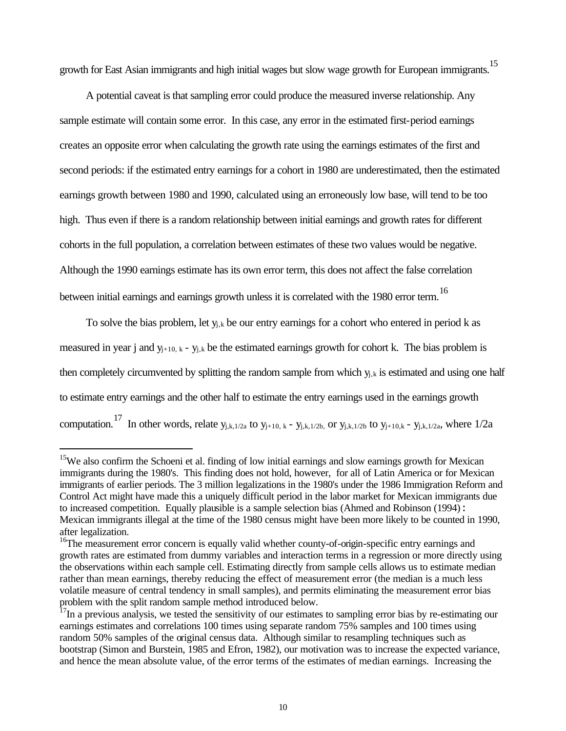growth for East Asian immigrants and high initial wages but slow wage growth for European immigrants.[15]

A potential caveat is that sampling error could produce the measured inverse relationship. Any sample estimate will contain some error. In this case, any error in the estimated first-period earnings creates an opposite error when calculating the growth rate using the earnings estimates of the first and second periods: if the estimated entry earnings for a cohort in 1980 are underestimated, then the estimated earnings growth between 1980 and 1990, calculated using an erroneously low base, will tend to be too high. Thus even if there is a random relationship between initial earnings and growth rates for different cohorts in the full population, a correlation between estimates of these two values would be negative. Although the 1990 earnings estimate has its own error term, this does not affect the false correlation between initial earnings and earnings growth unless it is correlated with the 1980 error term.[16]

To solve the bias problem, let $y_{j,k}$ be our entry earnings for a cohort who entered in period k as measured in year j and $y_{j+10,k} - y_{j,k}$ be the estimated earnings growth for cohort k. The bias problem is then completely circumvented by splitting the random sample from which $y_{j,k}$ is estimated and using one half to estimate entry earnings and the other half to estimate the entry earnings used in the earnings growth computation.[17] In other words, relate $y_{j,k,1/2a}$ to $y_{j+10,k} - y_{j,k,1/2b}$, or $y_{j,k,1/2b}$ to $y_{j+10,k} - y_{j,k,1/2a}$, where 1/2a

---

[15] We also confirm the Schoeni et al. finding of low initial earnings and slow earnings growth for Mexican immigrants during the 1980's. This finding does not hold, however, for all of Latin America or for Mexican immigrants of earlier periods. The 3 million legalizations in the 1980's under the 1986 Immigration Reform and Control Act might have made this a uniquely difficult period in the labor market for Mexican immigrants due to increased competition. Equally plausible is a sample selection bias (Ahmed and Robinson (1994): Mexican immigrants illegal at the time of the 1980 census might have been more likely to be counted in 1990, after legalization.

[16] The measurement error concern is equally valid whether county-of-origin-specific entry earnings and growth rates are estimated from dummy variables and interaction terms in a regression or more directly using the observations within each sample cell. Estimating directly from sample cells allows us to estimate median rather than mean earnings, thereby reducing the effect of measurement error (the median is a much less volatile measure of central tendency in small samples), and permits eliminating the measurement error bias problem with the split random sample method introduced below.

[17] In a previous analysis, we tested the sensitivity of our estimates to sampling error bias by re-estimating our earnings estimates and correlations 100 times using separate random 75% samples and 100 times using random 50% samples of the original census data. Although similar to resampling techniques such as bootstrap (Simon and Burstein, 1985 and Efron, 1982), our motivation was to increase the expected variance, and hence the mean absolute value, of the error terms of the estimates of median earnings. Increasing the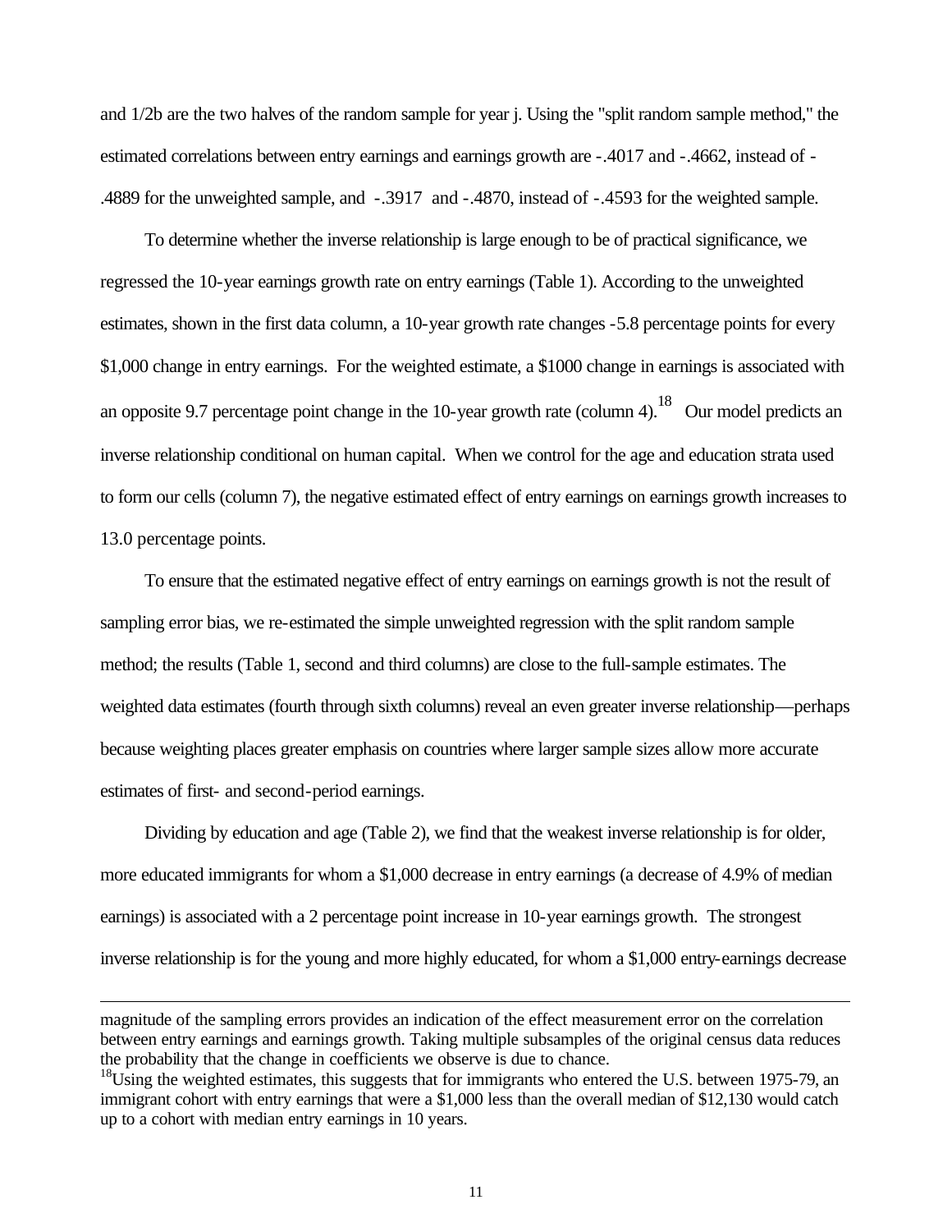and 1/2b are the two halves of the random sample for year j. Using the "split random sample method," the estimated correlations between entry earnings and earnings growth are -.4017 and -.4662, instead of -.4889 for the unweighted sample, and -.3917 and -.4870, instead of -.4593 for the weighted sample.

To determine whether the inverse relationship is large enough to be of practical significance, we regressed the 10-year earnings growth rate on entry earnings (Table 1). According to the unweighted estimates, shown in the first data column, a 10-year growth rate changes -5.8 percentage points for every $1,000 change in entry earnings. For the weighted estimate, a $1000 change in earnings is associated with an opposite 9.7 percentage point change in the 10-year growth rate (column 4).[18] Our model predicts an inverse relationship conditional on human capital. When we control for the age and education strata used to form our cells (column 7), the negative estimated effect of entry earnings on earnings growth increases to 13.0 percentage points.

To ensure that the estimated negative effect of entry earnings on earnings growth is not the result of sampling error bias, we re-estimated the simple unweighted regression with the split random sample method; the results (Table 1, second and third columns) are close to the full-sample estimates. The weighted data estimates (fourth through sixth columns) reveal an even greater inverse relationship—perhaps because weighting places greater emphasis on countries where larger sample sizes allow more accurate estimates of first- and second-period earnings.

Dividing by education and age (Table 2), we find that the weakest inverse relationship is for older, more educated immigrants for whom a $1,000 decrease in entry earnings (a decrease of 4.9% of median earnings) is associated with a 2 percentage point increase in 10-year earnings growth. The strongest inverse relationship is for the young and more highly educated, for whom a $1,000 entry-earnings decrease

---

magnitude of the sampling errors provides an indication of the effect measurement error on the correlation between entry earnings and earnings growth. Taking multiple subsamples of the original census data reduces the probability that the change in coefficients we observe is due to chance.

[18]Using the weighted estimates, this suggests that for immigrants who entered the U.S. between 1975-79, an immigrant cohort with entry earnings that were a $1,000 less than the overall median of $12,130 would catch up to a cohort with median entry earnings in 10 years.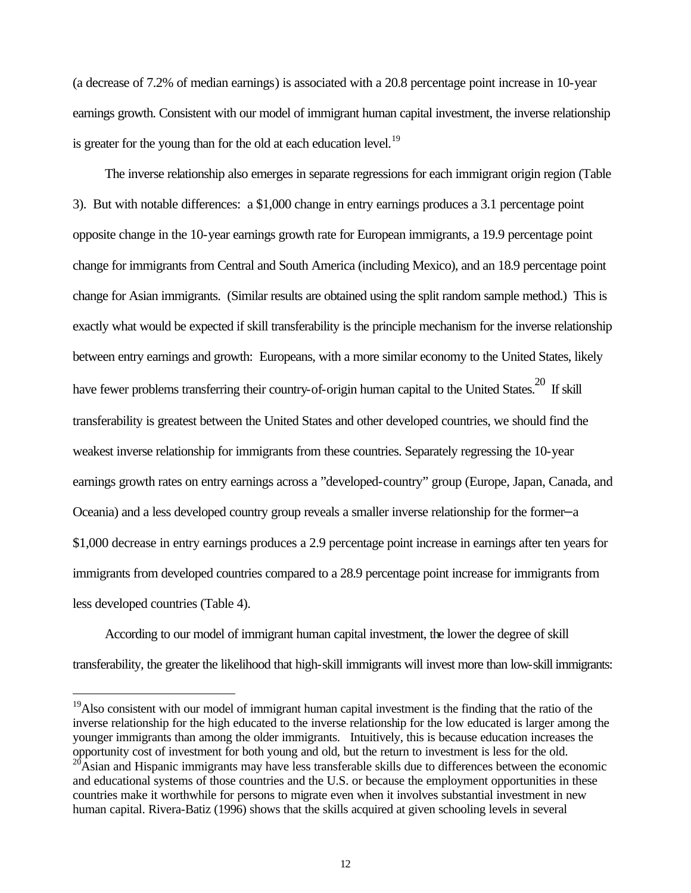(a decrease of 7.2% of median earnings) is associated with a 20.8 percentage point increase in 10-year earnings growth. Consistent with our model of immigrant human capital investment, the inverse relationship is greater for the young than for the old at each education level.[19]

The inverse relationship also emerges in separate regressions for each immigrant origin region (Table 3). But with notable differences: a $1,000 change in entry earnings produces a 3.1 percentage point opposite change in the 10-year earnings growth rate for European immigrants, a 19.9 percentage point change for immigrants from Central and South America (including Mexico), and an 18.9 percentage point change for Asian immigrants. (Similar results are obtained using the split random sample method.) This is exactly what would be expected if skill transferability is the principle mechanism for the inverse relationship between entry earnings and growth: Europeans, with a more similar economy to the United States, likely have fewer problems transferring their country-of-origin human capital to the United States.[20] If skill transferability is greatest between the United States and other developed countries, we should find the weakest inverse relationship for immigrants from these countries. Separately regressing the 10-year earnings growth rates on entry earnings across a "developed-country" group (Europe, Japan, Canada, and Oceania) and a less developed country group reveals a smaller inverse relationship for the former—a $1,000 decrease in entry earnings produces a 2.9 percentage point increase in earnings after ten years for immigrants from developed countries compared to a 28.9 percentage point increase for immigrants from less developed countries (Table 4).

According to our model of immigrant human capital investment, the lower the degree of skill transferability, the greater the likelihood that high-skill immigrants will invest more than low-skill immigrants:

---

[19] Also consistent with our model of immigrant human capital investment is the finding that the ratio of the inverse relationship for the high educated to the inverse relationship for the low educated is larger among the younger immigrants than among the older immigrants. Intuitively, this is because education increases the opportunity cost of investment for both young and old, but the return to investment is less for the old.

[20] Asian and Hispanic immigrants may have less transferable skills due to differences between the economic and educational systems of those countries and the U.S. or because the employment opportunities in these countries make it worthwhile for persons to migrate even when it involves substantial investment in new human capital. Rivera-Batiz (1996) shows that the skills acquired at given schooling levels in several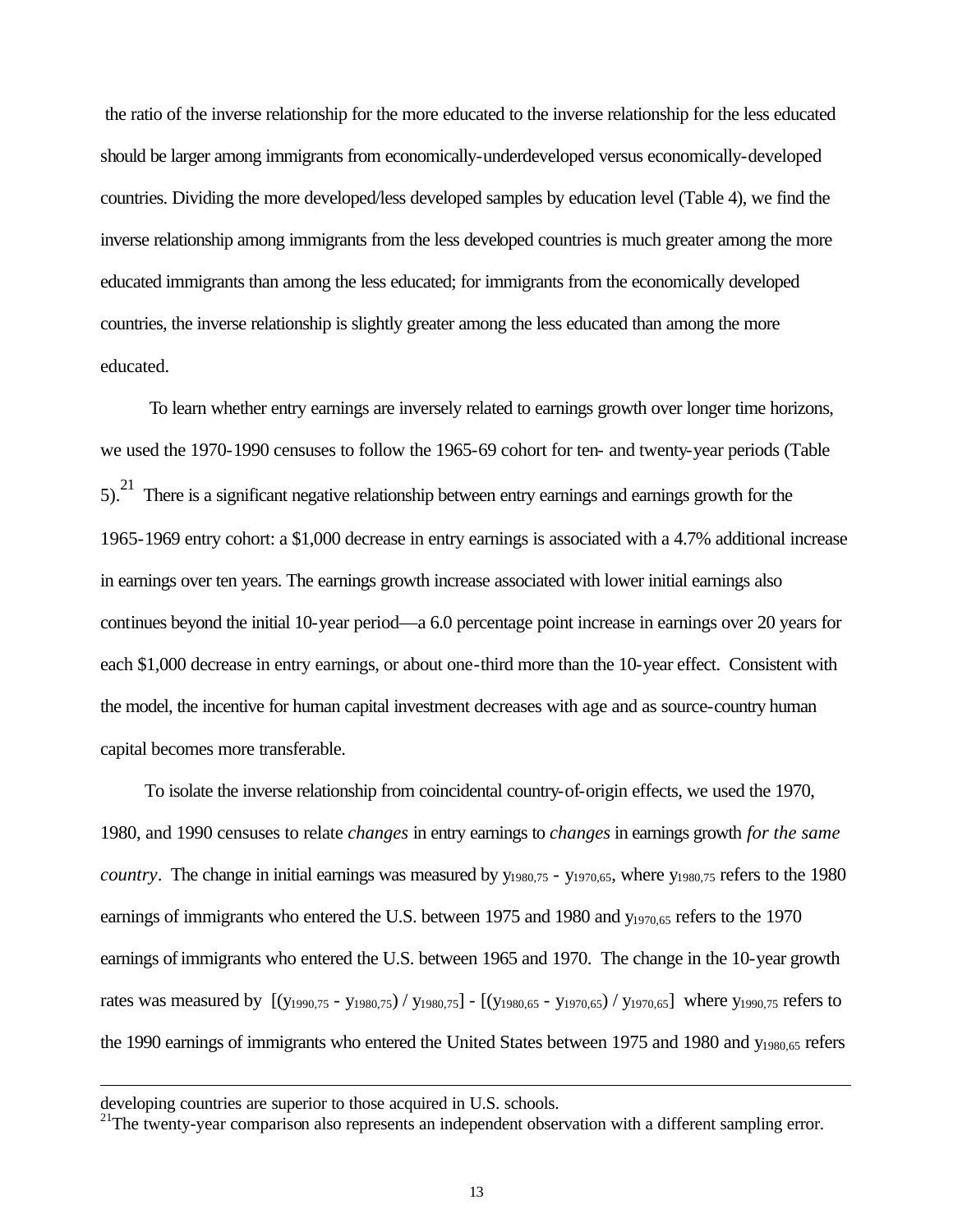the ratio of the inverse relationship for the more educated to the inverse relationship for the less educated should be larger among immigrants from economically-underdeveloped versus economically-developed countries. Dividing the more developed/less developed samples by education level (Table 4), we find the inverse relationship among immigrants from the less developed countries is much greater among the more educated immigrants than among the less educated; for immigrants from the economically developed countries, the inverse relationship is slightly greater among the less educated than among the more educated.

To learn whether entry earnings are inversely related to earnings growth over longer time horizons, we used the 1970-1990 censuses to follow the 1965-69 cohort for ten- and twenty-year periods (Table 5).[21] There is a significant negative relationship between entry earnings and earnings growth for the 1965-1969 entry cohort: a $1,000 decrease in entry earnings is associated with a 4.7% additional increase in earnings over ten years. The earnings growth increase associated with lower initial earnings also continues beyond the initial 10-year period—a 6.0 percentage point increase in earnings over 20 years for each $1,000 decrease in entry earnings, or about one-third more than the 10-year effect. Consistent with the model, the incentive for human capital investment decreases with age and as source-country human capital becomes more transferable.

To isolate the inverse relationship from coincidental country-of-origin effects, we used the 1970, 1980, and 1990 censuses to relate *changes* in entry earnings to *changes* in earnings growth *for the same country*. The change in initial earnings was measured by $y_{1980,75} - y_{1970,65}$, where $y_{1980,75}$ refers to the 1980 earnings of immigrants who entered the U.S. between 1975 and 1980 and $y_{1970,65}$ refers to the 1970 earnings of immigrants who entered the U.S. between 1965 and 1970. The change in the 10-year growth rates was measured by $[(y_{1990,75} - y_{1980,75}) / y_{1980,75}] - [(y_{1980,65} - y_{1970,65}) / y_{1970,65}]$ where $y_{1990,75}$ refers to the 1990 earnings of immigrants who entered the United States between 1975 and 1980 and $y_{1980,65}$ refers

developing countries are superior to those acquired in U.S. schools.

[21] The twenty-year comparison also represents an independent observation with a different sampling error.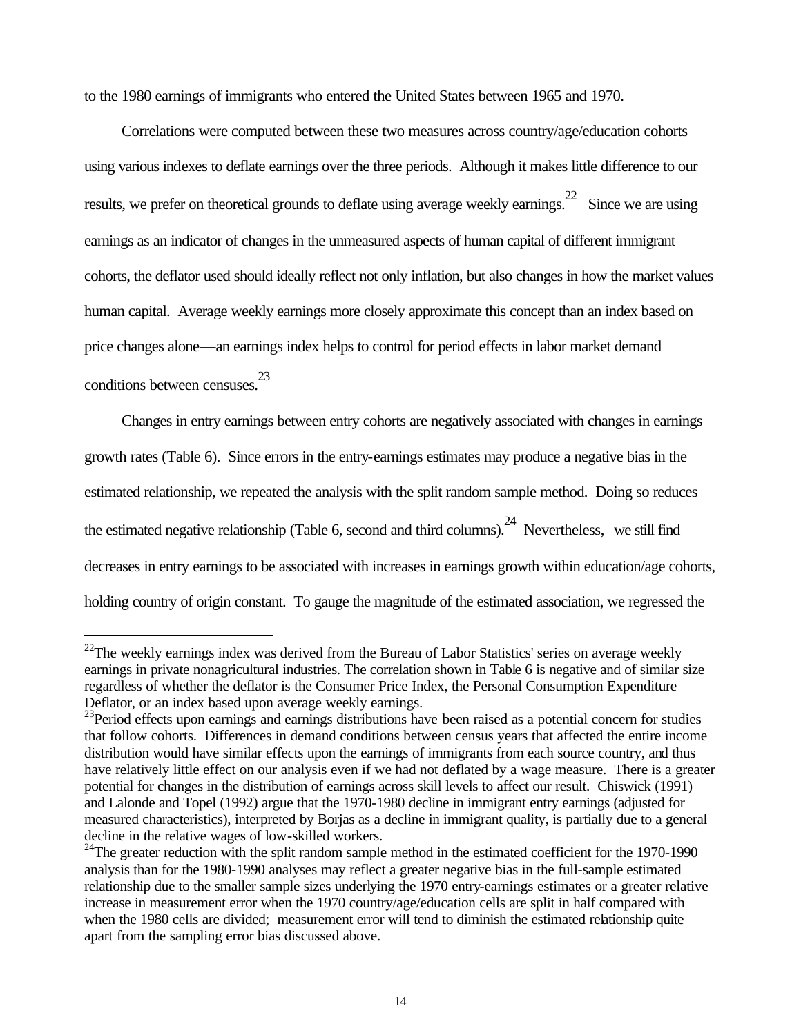to the 1980 earnings of immigrants who entered the United States between 1965 and 1970.

Correlations were computed between these two measures across country/age/education cohorts using various indexes to deflate earnings over the three periods. Although it makes little difference to our results, we prefer on theoretical grounds to deflate using average weekly earnings.[22] Since we are using earnings as an indicator of changes in the unmeasured aspects of human capital of different immigrant cohorts, the deflator used should ideally reflect not only inflation, but also changes in how the market values human capital. Average weekly earnings more closely approximate this concept than an index based on price changes alone—an earnings index helps to control for period effects in labor market demand conditions between censuses.[23]

Changes in entry earnings between entry cohorts are negatively associated with changes in earnings growth rates (Table 6). Since errors in the entry-earnings estimates may produce a negative bias in the estimated relationship, we repeated the analysis with the split random sample method. Doing so reduces the estimated negative relationship (Table 6, second and third columns).[24] Nevertheless, we still find decreases in entry earnings to be associated with increases in earnings growth within education/age cohorts, holding country of origin constant. To gauge the magnitude of the estimated association, we regressed the

---

[22]The weekly earnings index was derived from the Bureau of Labor Statistics' series on average weekly earnings in private nonagricultural industries. The correlation shown in Table 6 is negative and of similar size regardless of whether the deflator is the Consumer Price Index, the Personal Consumption Expenditure Deflator, or an index based upon average weekly earnings.

[23]Period effects upon earnings and earnings distributions have been raised as a potential concern for studies that follow cohorts. Differences in demand conditions between census years that affected the entire income distribution would have similar effects upon the earnings of immigrants from each source country, and thus have relatively little effect on our analysis even if we had not deflated by a wage measure. There is a greater potential for changes in the distribution of earnings across skill levels to affect our result. Chiswick (1991) and Lalonde and Topel (1992) argue that the 1970-1980 decline in immigrant entry earnings (adjusted for measured characteristics), interpreted by Borjas as a decline in immigrant quality, is partially due to a general decline in the relative wages of low-skilled workers.

[24]The greater reduction with the split random sample method in the estimated coefficient for the 1970-1990 analysis than for the 1980-1990 analyses may reflect a greater negative bias in the full-sample estimated relationship due to the smaller sample sizes underlying the 1970 entry-earnings estimates or a greater relative increase in measurement error when the 1970 country/age/education cells are split in half compared with when the 1980 cells are divided; measurement error will tend to diminish the estimated relationship quite apart from the sampling error bias discussed above.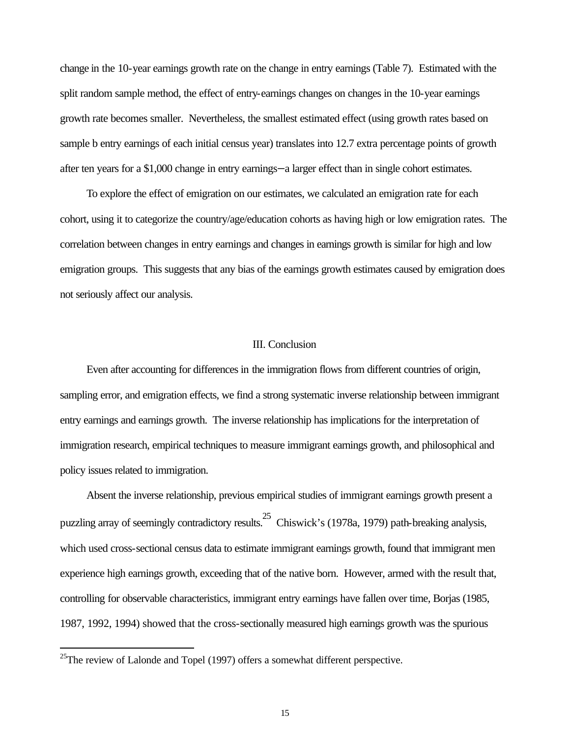change in the 10-year earnings growth rate on the change in entry earnings (Table 7). Estimated with the split random sample method, the effect of entry-earnings changes on changes in the 10-year earnings growth rate becomes smaller. Nevertheless, the smallest estimated effect (using growth rates based on sample b entry earnings of each initial census year) translates into 12.7 extra percentage points of growth after ten years for a $1,000 change in entry earnings—a larger effect than in single cohort estimates.

To explore the effect of emigration on our estimates, we calculated an emigration rate for each cohort, using it to categorize the country/age/education cohorts as having high or low emigration rates. The correlation between changes in entry earnings and changes in earnings growth is similar for high and low emigration groups. This suggests that any bias of the earnings growth estimates caused by emigration does not seriously affect our analysis.

## III. Conclusion

Even after accounting for differences in the immigration flows from different countries of origin, sampling error, and emigration effects, we find a strong systematic inverse relationship between immigrant entry earnings and earnings growth. The inverse relationship has implications for the interpretation of immigration research, empirical techniques to measure immigrant earnings growth, and philosophical and policy issues related to immigration.

Absent the inverse relationship, previous empirical studies of immigrant earnings growth present a puzzling array of seemingly contradictory results.[25] Chiswick's (1978a, 1979) path-breaking analysis, which used cross-sectional census data to estimate immigrant earnings growth, found that immigrant men experience high earnings growth, exceeding that of the native born. However, armed with the result that, controlling for observable characteristics, immigrant entry earnings have fallen over time, Borjas (1985, 1987, 1992, 1994) showed that the cross-sectionally measured high earnings growth was the spurious

---

[25] The review of Lalonde and Topel (1997) offers a somewhat different perspective.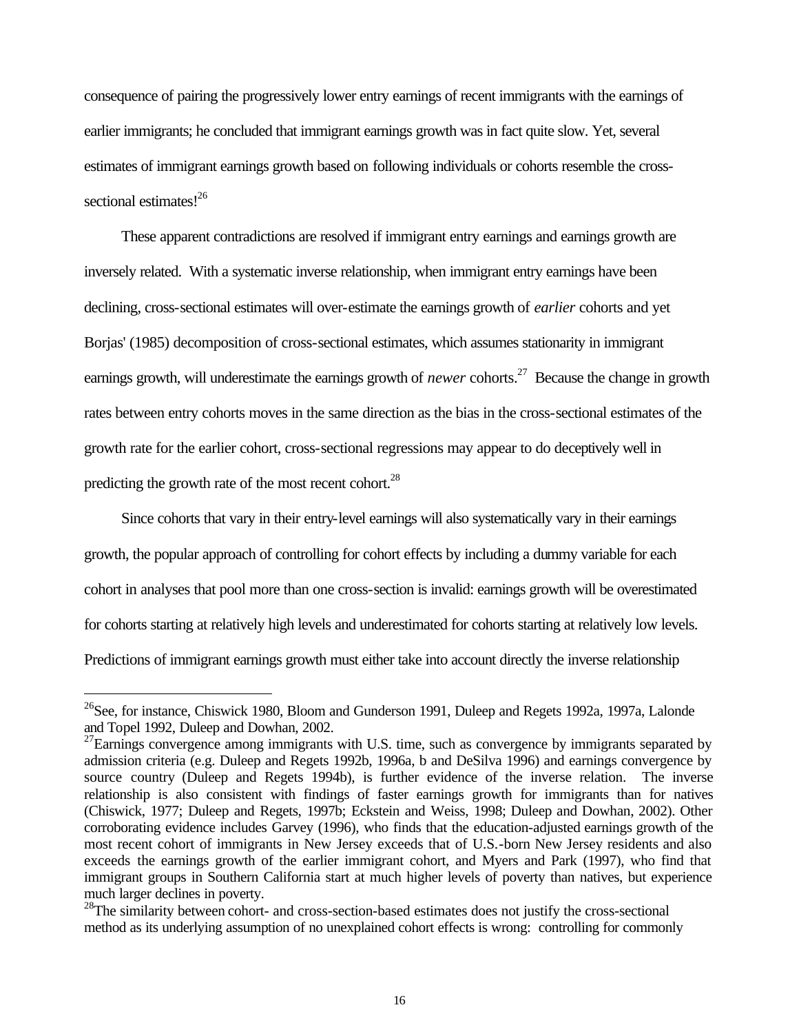consequence of pairing the progressively lower entry earnings of recent immigrants with the earnings of earlier immigrants; he concluded that immigrant earnings growth was in fact quite slow. Yet, several estimates of immigrant earnings growth based on following individuals or cohorts resemble the cross-sectional estimates![26]

These apparent contradictions are resolved if immigrant entry earnings and earnings growth are inversely related. With a systematic inverse relationship, when immigrant entry earnings have been declining, cross-sectional estimates will over-estimate the earnings growth of *earlier* cohorts and yet Borjas' (1985) decomposition of cross-sectional estimates, which assumes stationarity in immigrant earnings growth, will underestimate the earnings growth of *newer* cohorts.[27] Because the change in growth rates between entry cohorts moves in the same direction as the bias in the cross-sectional estimates of the growth rate for the earlier cohort, cross-sectional regressions may appear to do deceptively well in predicting the growth rate of the most recent cohort.[28]

Since cohorts that vary in their entry-level earnings will also systematically vary in their earnings growth, the popular approach of controlling for cohort effects by including a dummy variable for each cohort in analyses that pool more than one cross-section is invalid: earnings growth will be overestimated for cohorts starting at relatively high levels and underestimated for cohorts starting at relatively low levels. Predictions of immigrant earnings growth must either take into account directly the inverse relationship

---

[26]See, for instance, Chiswick 1980, Bloom and Gunderson 1991, Duleep and Regets 1992a, 1997a, Lalonde and Topel 1992, Duleep and Dowhan, 2002.

[27]Earnings convergence among immigrants with U.S. time, such as convergence by immigrants separated by admission criteria (e.g. Duleep and Regets 1992b, 1996a, b and DeSilva 1996) and earnings convergence by source country (Duleep and Regets 1994b), is further evidence of the inverse relation. The inverse relationship is also consistent with findings of faster earnings growth for immigrants than for natives (Chiswick, 1977; Duleep and Regets, 1997b; Eckstein and Weiss, 1998; Duleep and Dowhan, 2002). Other corroborating evidence includes Garvey (1996), who finds that the education-adjusted earnings growth of the most recent cohort of immigrants in New Jersey exceeds that of U.S.-born New Jersey residents and also exceeds the earnings growth of the earlier immigrant cohort, and Myers and Park (1997), who find that immigrant groups in Southern California start at much higher levels of poverty than natives, but experience much larger declines in poverty.

[28]The similarity between cohort- and cross-section-based estimates does not justify the cross-sectional method as its underlying assumption of no unexplained cohort effects is wrong: controlling for commonly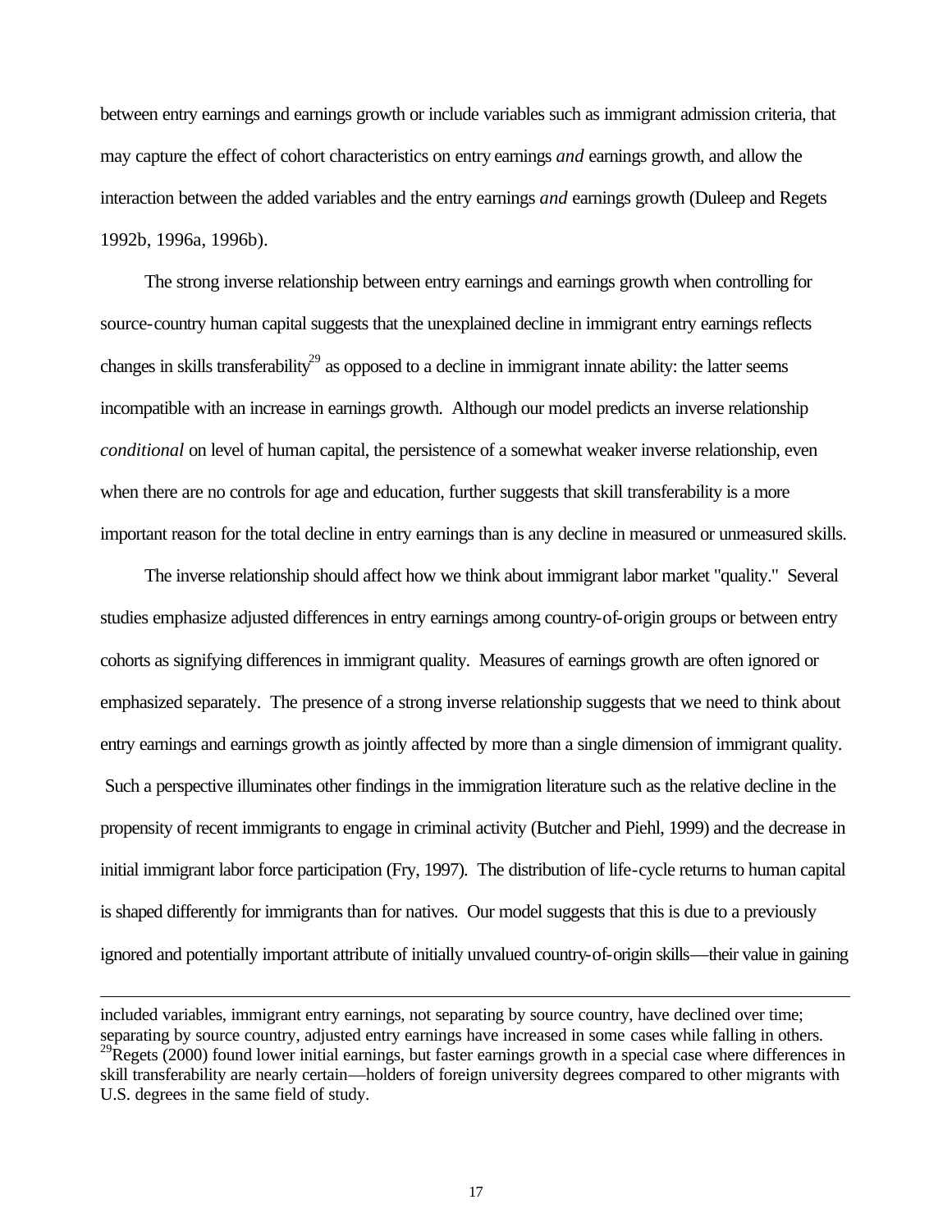between entry earnings and earnings growth or include variables such as immigrant admission criteria, that may capture the effect of cohort characteristics on entry earnings *and* earnings growth, and allow the interaction between the added variables and the entry earnings *and* earnings growth (Duleep and Regets 1992b, 1996a, 1996b).

The strong inverse relationship between entry earnings and earnings growth when controlling for source-country human capital suggests that the unexplained decline in immigrant entry earnings reflects changes in skills transferability[29] as opposed to a decline in immigrant innate ability: the latter seems incompatible with an increase in earnings growth. Although our model predicts an inverse relationship *conditional* on level of human capital, the persistence of a somewhat weaker inverse relationship, even when there are no controls for age and education, further suggests that skill transferability is a more important reason for the total decline in entry earnings than is any decline in measured or unmeasured skills.

The inverse relationship should affect how we think about immigrant labor market "quality." Several studies emphasize adjusted differences in entry earnings among country-of-origin groups or between entry cohorts as signifying differences in immigrant quality. Measures of earnings growth are often ignored or emphasized separately. The presence of a strong inverse relationship suggests that we need to think about entry earnings and earnings growth as jointly affected by more than a single dimension of immigrant quality. Such a perspective illuminates other findings in the immigration literature such as the relative decline in the propensity of recent immigrants to engage in criminal activity (Butcher and Piehl, 1999) and the decrease in initial immigrant labor force participation (Fry, 1997). The distribution of life-cycle returns to human capital is shaped differently for immigrants than for natives. Our model suggests that this is due to a previously ignored and potentially important attribute of initially unvalued country-of-origin skills—their value in gaining

---

included variables, immigrant entry earnings, not separating by source country, have declined over time; separating by source country, adjusted entry earnings have increased in some cases while falling in others.

[29] Regets (2000) found lower initial earnings, but faster earnings growth in a special case where differences in skill transferability are nearly certain—holders of foreign university degrees compared to other migrants with U.S. degrees in the same field of study.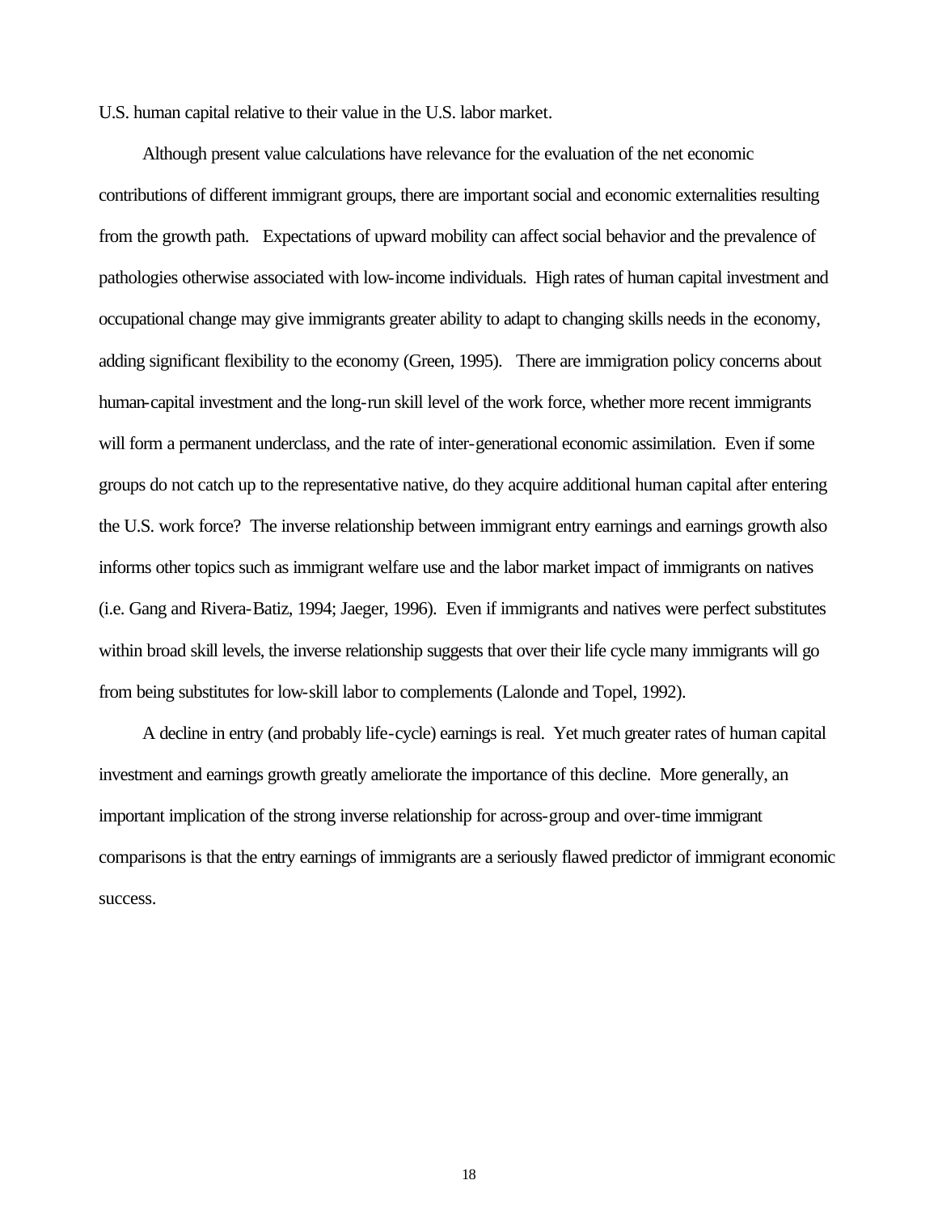U.S. human capital relative to their value in the U.S. labor market.

Although present value calculations have relevance for the evaluation of the net economic contributions of different immigrant groups, there are important social and economic externalities resulting from the growth path. Expectations of upward mobility can affect social behavior and the prevalence of pathologies otherwise associated with low-income individuals. High rates of human capital investment and occupational change may give immigrants greater ability to adapt to changing skills needs in the economy, adding significant flexibility to the economy (Green, 1995). There are immigration policy concerns about human-capital investment and the long-run skill level of the work force, whether more recent immigrants will form a permanent underclass, and the rate of inter-generational economic assimilation. Even if some groups do not catch up to the representative native, do they acquire additional human capital after entering the U.S. work force? The inverse relationship between immigrant entry earnings and earnings growth also informs other topics such as immigrant welfare use and the labor market impact of immigrants on natives (i.e. Gang and Rivera-Batiz, 1994; Jaeger, 1996). Even if immigrants and natives were perfect substitutes within broad skill levels, the inverse relationship suggests that over their life cycle many immigrants will go from being substitutes for low-skill labor to complements (Lalonde and Topel, 1992).

A decline in entry (and probably life-cycle) earnings is real. Yet much greater rates of human capital investment and earnings growth greatly ameliorate the importance of this decline. More generally, an important implication of the strong inverse relationship for across-group and over-time immigrant comparisons is that the entry earnings of immigrants are a seriously flawed predictor of immigrant economic success.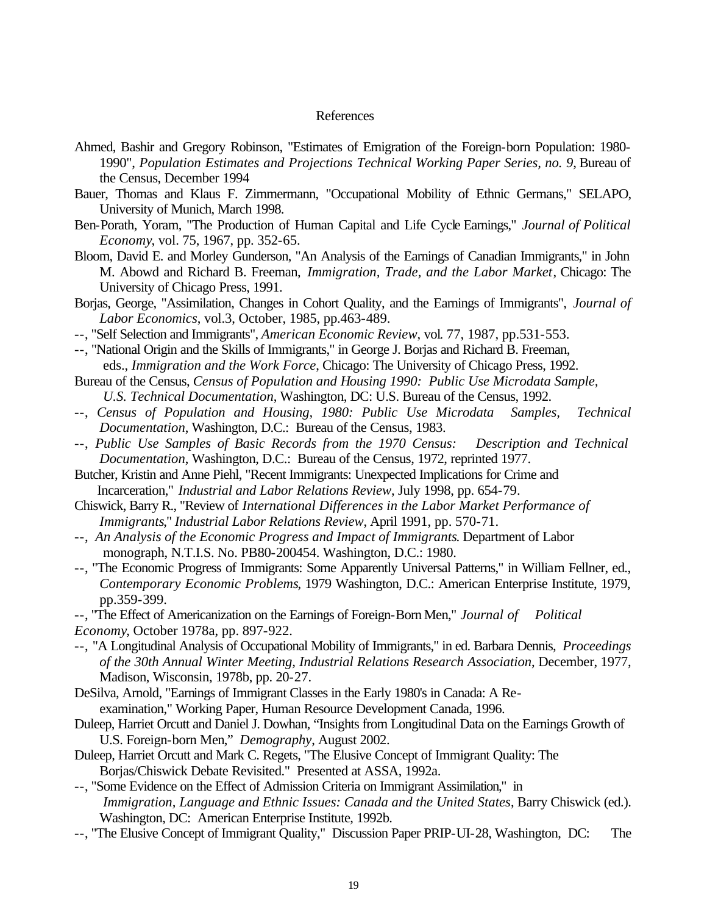# References

Ahmed, Bashir and Gregory Robinson, "Estimates of Emigration of the Foreign-born Population: 1980-1990", *Population Estimates and Projections Technical Working Paper Series, no. 9*, Bureau of the Census, December 1994

Bauer, Thomas and Klaus F. Zimmermann, "Occupational Mobility of Ethnic Germans," SELAPO, University of Munich, March 1998.

Ben-Porath, Yoram, "The Production of Human Capital and Life Cycle Earnings," *Journal of Political Economy*, vol. 75, 1967, pp. 352-65.

Bloom, David E. and Morley Gunderson, "An Analysis of the Earnings of Canadian Immigrants," in John M. Abowd and Richard B. Freeman, *Immigration, Trade, and the Labor Market*, Chicago: The University of Chicago Press, 1991.

Borjas, George, "Assimilation, Changes in Cohort Quality, and the Earnings of Immigrants", *Journal of Labor Economics*, vol.3, October, 1985, pp.463-489.

--, "Self Selection and Immigrants", *American Economic Review*, vol. 77, 1987, pp.531-553.

--, "National Origin and the Skills of Immigrants," in George J. Borjas and Richard B. Freeman, eds., *Immigration and the Work Force*, Chicago: The University of Chicago Press, 1992.

Bureau of the Census, *Census of Population and Housing 1990: Public Use Microdata Sample, U.S. Technical Documentation*, Washington, DC: U.S. Bureau of the Census, 1992.

--, *Census of Population and Housing, 1980: Public Use Microdata Samples, Technical Documentation*, Washington, D.C.: Bureau of the Census, 1983.

--, *Public Use Samples of Basic Records from the 1970 Census: Description and Technical Documentation*, Washington, D.C.: Bureau of the Census, 1972, reprinted 1977.

Butcher, Kristin and Anne Piehl, "Recent Immigrants: Unexpected Implications for Crime and Incarceration," *Industrial and Labor Relations Review*, July 1998, pp. 654-79.

Chiswick, Barry R., "Review of *International Differences in the Labor Market Performance of Immigrants*," *Industrial Labor Relations Review*, April 1991, pp. 570-71.

--, *An Analysis of the Economic Progress and Impact of Immigrants*. Department of Labor monograph, N.T.I.S. No. PB80-200454. Washington, D.C.: 1980.

--, "The Economic Progress of Immigrants: Some Apparently Universal Patterns," in William Fellner, ed., *Contemporary Economic Problems*, 1979 Washington, D.C.: American Enterprise Institute, 1979, pp.359-399.

--, "The Effect of Americanization on the Earnings of Foreign-Born Men," *Journal of Political Economy*, October 1978a, pp. 897-922.

--, "A Longitudinal Analysis of Occupational Mobility of Immigrants," in ed. Barbara Dennis, *Proceedings of the 30th Annual Winter Meeting, Industrial Relations Research Association*, December, 1977, Madison, Wisconsin, 1978b, pp. 20-27.

DeSilva, Arnold, "Earnings of Immigrant Classes in the Early 1980's in Canada: A Re-examination," Working Paper, Human Resource Development Canada, 1996.

Duleep, Harriet Orcutt and Daniel J. Dowhan, "Insights from Longitudinal Data on the Earnings Growth of U.S. Foreign-born Men," *Demography*, August 2002.

Duleep, Harriet Orcutt and Mark C. Regets, "The Elusive Concept of Immigrant Quality: The Borjas/Chiswick Debate Revisited." Presented at ASSA, 1992a.

--, "Some Evidence on the Effect of Admission Criteria on Immigrant Assimilation," in *Immigration, Language and Ethnic Issues: Canada and the United States*, Barry Chiswick (ed.). Washington, DC: American Enterprise Institute, 1992b.

--, "The Elusive Concept of Immigrant Quality," Discussion Paper PRIP-UI-28, Washington, DC: The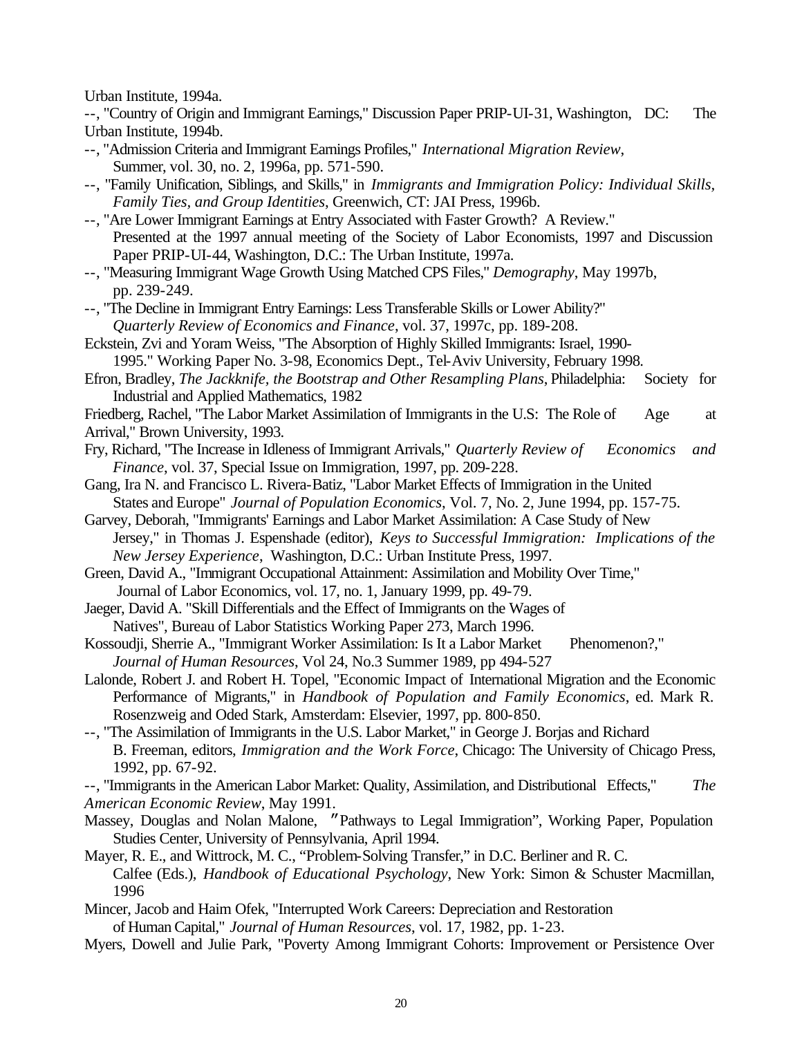Urban Institute, 1994a.

--, "Country of Origin and Immigrant Earnings," Discussion Paper PRIP-UI-31, Washington, DC: The Urban Institute, 1994b.

--, "Admission Criteria and Immigrant Earnings Profiles," *International Migration Review*, Summer, vol. 30, no. 2, 1996a, pp. 571-590.

--, "Family Unification, Siblings, and Skills," in *Immigrants and Immigration Policy: Individual Skills, Family Ties, and Group Identities*, Greenwich, CT: JAI Press, 1996b.

--, "Are Lower Immigrant Earnings at Entry Associated with Faster Growth? A Review." Presented at the 1997 annual meeting of the Society of Labor Economists, 1997 and Discussion Paper PRIP-UI-44, Washington, D.C.: The Urban Institute, 1997a.

--, "Measuring Immigrant Wage Growth Using Matched CPS Files," *Demography*, May 1997b, pp. 239-249.

--, "The Decline in Immigrant Entry Earnings: Less Transferable Skills or Lower Ability?" *Quarterly Review of Economics and Finance*, vol. 37, 1997c, pp. 189-208.

Eckstein, Zvi and Yoram Weiss, "The Absorption of Highly Skilled Immigrants: Israel, 1990-1995." Working Paper No. 3-98, Economics Dept., Tel-Aviv University, February 1998.

Efron, Bradley, *The Jackknife, the Bootstrap and Other Resampling Plans*, Philadelphia: Society for Industrial and Applied Mathematics, 1982

Friedberg, Rachel, "The Labor Market Assimilation of Immigrants in the U.S: The Role of Age at Arrival," Brown University, 1993.

Fry, Richard, "The Increase in Idleness of Immigrant Arrivals," *Quarterly Review of Economics and Finance*, vol. 37, Special Issue on Immigration, 1997, pp. 209-228.

Gang, Ira N. and Francisco L. Rivera-Batiz, "Labor Market Effects of Immigration in the United States and Europe" *Journal of Population Economics*, Vol. 7, No. 2, June 1994, pp. 157-75.

Garvey, Deborah, "Immigrants' Earnings and Labor Market Assimilation: A Case Study of New Jersey," in Thomas J. Espenshade (editor), *Keys to Successful Immigration: Implications of the New Jersey Experience*, Washington, D.C.: Urban Institute Press, 1997.

Green, David A., "Immigrant Occupational Attainment: Assimilation and Mobility Over Time," Journal of Labor Economics, vol. 17, no. 1, January 1999, pp. 49-79.

Jaeger, David A. "Skill Differentials and the Effect of Immigrants on the Wages of Natives", Bureau of Labor Statistics Working Paper 273, March 1996.

Kossoudji, Sherrie A., "Immigrant Worker Assimilation: Is It a Labor Market Phenomenon?," *Journal of Human Resources*, Vol 24, No.3 Summer 1989, pp 494-527

Lalonde, Robert J. and Robert H. Topel, "Economic Impact of International Migration and the Economic Performance of Migrants," in *Handbook of Population and Family Economics*, ed. Mark R. Rosenzweig and Oded Stark, Amsterdam: Elsevier, 1997, pp. 800-850.

--, "The Assimilation of Immigrants in the U.S. Labor Market," in George J. Borjas and Richard B. Freeman, editors, *Immigration and the Work Force*, Chicago: The University of Chicago Press, 1992, pp. 67-92.

--, "Immigrants in the American Labor Market: Quality, Assimilation, and Distributional Effects," *The American Economic Review*, May 1991.

Massey, Douglas and Nolan Malone, "Pathways to Legal Immigration", Working Paper, Population Studies Center, University of Pennsylvania, April 1994.

Mayer, R. E., and Wittrock, M. C., "Problem-Solving Transfer," in D.C. Berliner and R. C. Calfee (Eds.), *Handbook of Educational Psychology*, New York: Simon & Schuster Macmillan, 1996

Mincer, Jacob and Haim Ofek, "Interrupted Work Careers: Depreciation and Restoration of Human Capital," *Journal of Human Resources*, vol. 17, 1982, pp. 1-23.

Myers, Dowell and Julie Park, "Poverty Among Immigrant Cohorts: Improvement or Persistence Over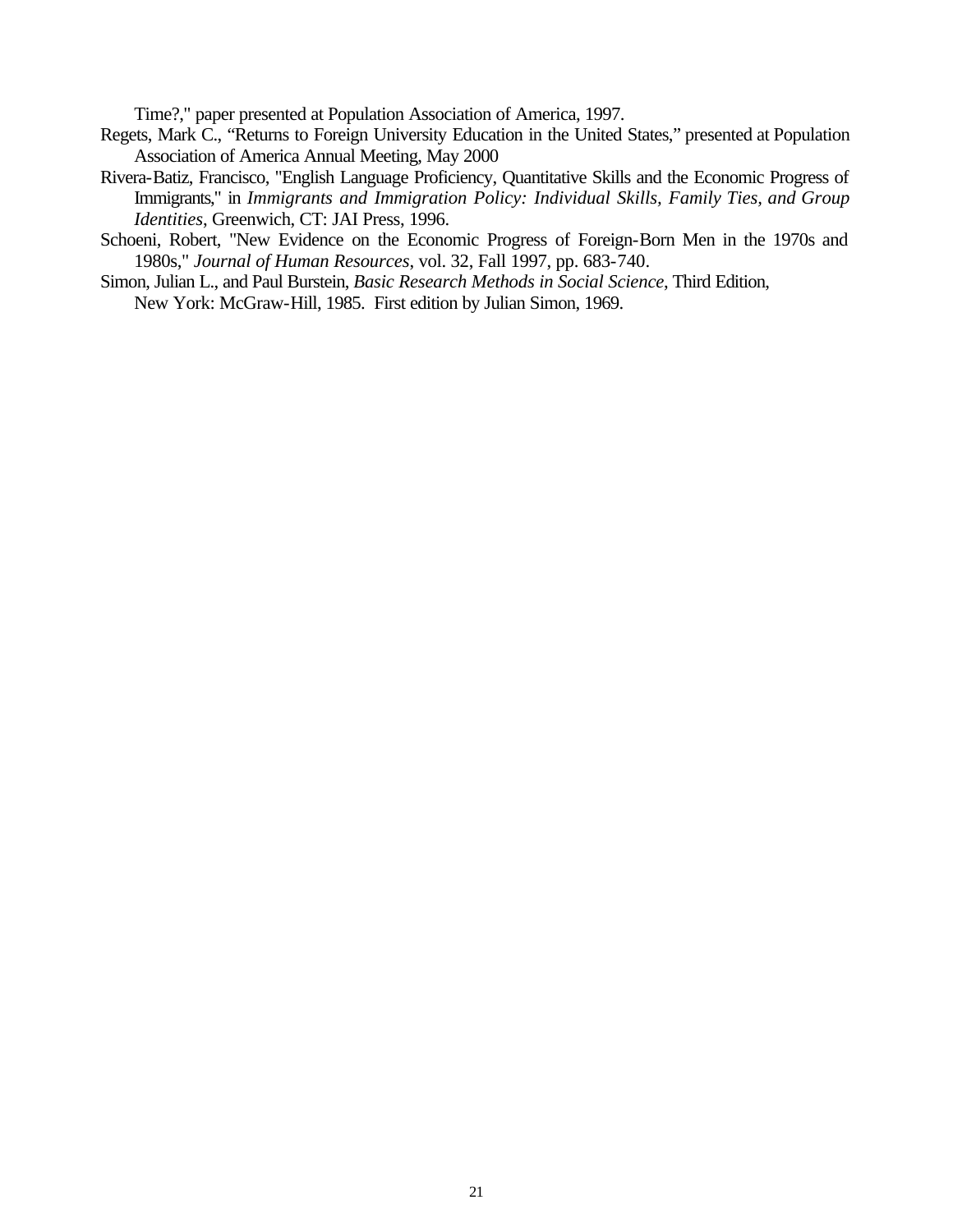Time?," paper presented at Population Association of America, 1997.

Regets, Mark C., "Returns to Foreign University Education in the United States," presented at Population Association of America Annual Meeting, May 2000

Rivera-Batiz, Francisco, "English Language Proficiency, Quantitative Skills and the Economic Progress of Immigrants," in *Immigrants and Immigration Policy: Individual Skills, Family Ties, and Group Identities*, Greenwich, CT: JAI Press, 1996.

Schoeni, Robert, "New Evidence on the Economic Progress of Foreign-Born Men in the 1970s and 1980s," *Journal of Human Resources*, vol. 32, Fall 1997, pp. 683-740.

Simon, Julian L., and Paul Burstein, *Basic Research Methods in Social Science*, Third Edition, New York: McGraw-Hill, 1985. First edition by Julian Simon, 1969.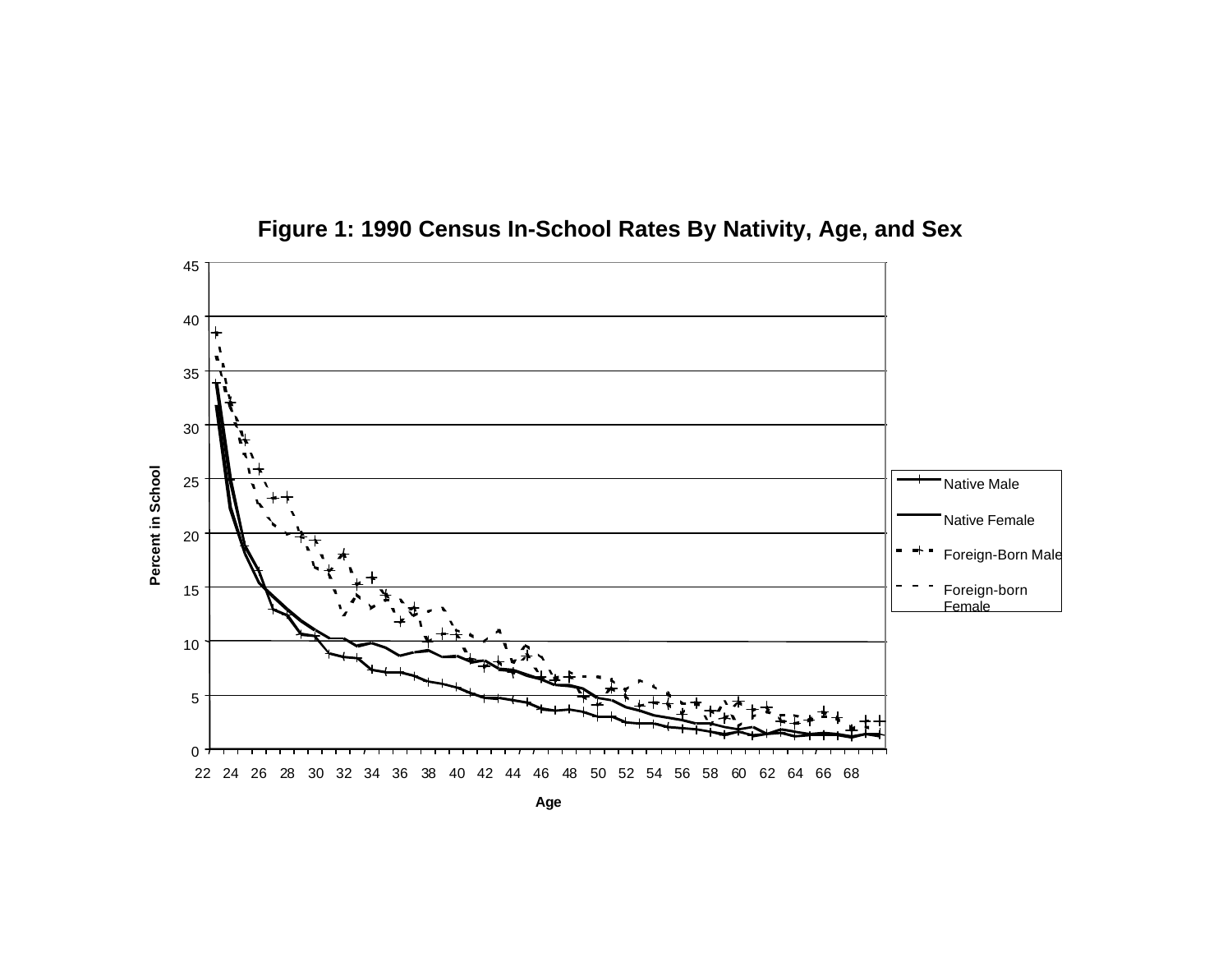**Figure 1: 1990 Census In-School Rates By Nativity, Age, and Sex**

Percent in School (y-axis, 0–45); Age (x-axis, 22–68)

Legend: Native Male; Native Female; Foreign-Born Male; Foreign-born Female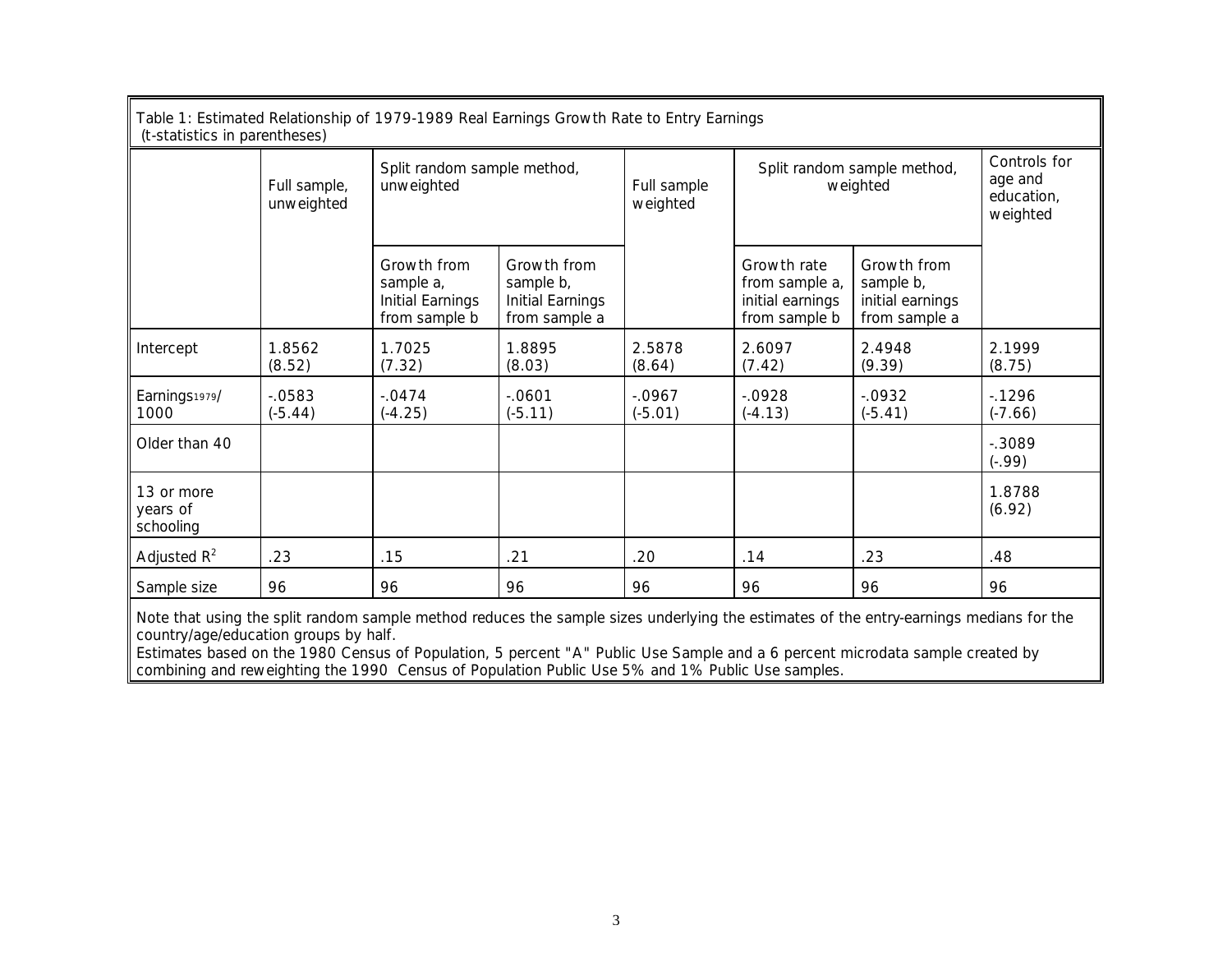Table 1: Estimated Relationship of 1979-1989 Real Earnings Growth Rate to Entry Earnings (t-statistics in parentheses)

| | Full sample, unweighted | Split random sample method, unweighted | | Full sample weighted | Split random sample method, weighted | | Controls for age and education, weighted |
|---|---|---|---|---|---|---|---|
| | | Growth from sample a, Initial Earnings from sample b | Growth from sample b, Initial Earnings from sample a | | Growth rate from sample a, initial earnings from sample b | Growth from sample b, initial earnings from sample a | |
| Intercept | 1.8562 (8.52) | 1.7025 (7.32) | 1.8895 (8.03) | 2.5878 (8.64) | 2.6097 (7.42) | 2.4948 (9.39) | 2.1999 (8.75) |
| $Earnings_{1979}$/1000 | -.0583 (-5.44) | -.0474 (-4.25) | -.0601 (-5.11) | -.0967 (-5.01) | -.0928 (-4.13) | -.0932 (-5.41) | -.1296 (-7.66) |
| Older than 40 | | | | | | | -.3089 (-.99) |
| 13 or more years of schooling | | | | | | | 1.8788 (6.92) |
| Adjusted $R^2$ | .23 | .15 | .21 | .20 | .14 | .23 | .48 |
| Sample size | 96 | 96 | 96 | 96 | 96 | 96 | 96 |

Note that using the split random sample method reduces the sample sizes underlying the estimates of the entry-earnings medians for the country/age/education groups by half.
Estimates based on the 1980 Census of Population, 5 percent "A" Public Use Sample and a 6 percent microdata sample created by combining and reweighting the 1990 Census of Population Public Use 5% and 1% Public Use samples.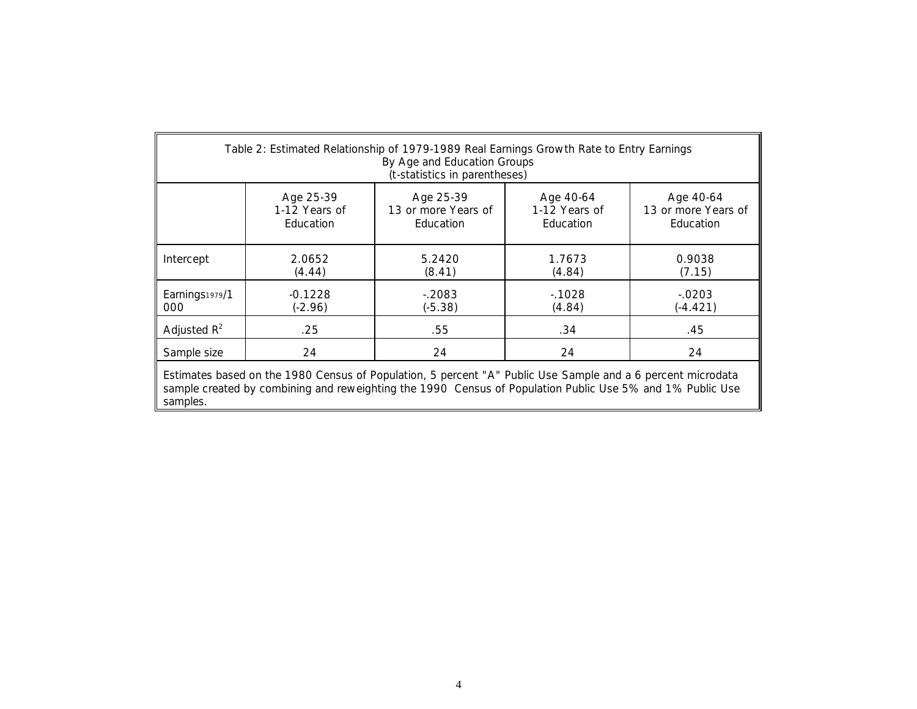Table 2: Estimated Relationship of 1979-1989 Real Earnings Growth Rate to Entry Earnings By Age and Education Groups (t-statistics in parentheses)

| | Age 25-39 1-12 Years of Education | Age 25-39 13 or more Years of Education | Age 40-64 1-12 Years of Education | Age 40-64 13 or more Years of Education |
|---|---|---|---|---|
| Intercept | 2.0652 (4.44) | 5.2420 (8.41) | 1.7673 (4.84) | 0.9038 (7.15) |
| $Earnings_{1979}/1000$ | -0.1228 (-2.96) | -.2083 (-5.38) | -.1028 (4.84) | -.0203 (-4.421) |
| Adjusted $R^2$ | .25 | .55 | .34 | .45 |
| Sample size | 24 | 24 | 24 | 24 |

Estimates based on the 1980 Census of Population, 5 percent "A" Public Use Sample and a 6 percent microdata sample created by combining and reweighting the 1990 Census of Population Public Use 5% and 1% Public Use samples.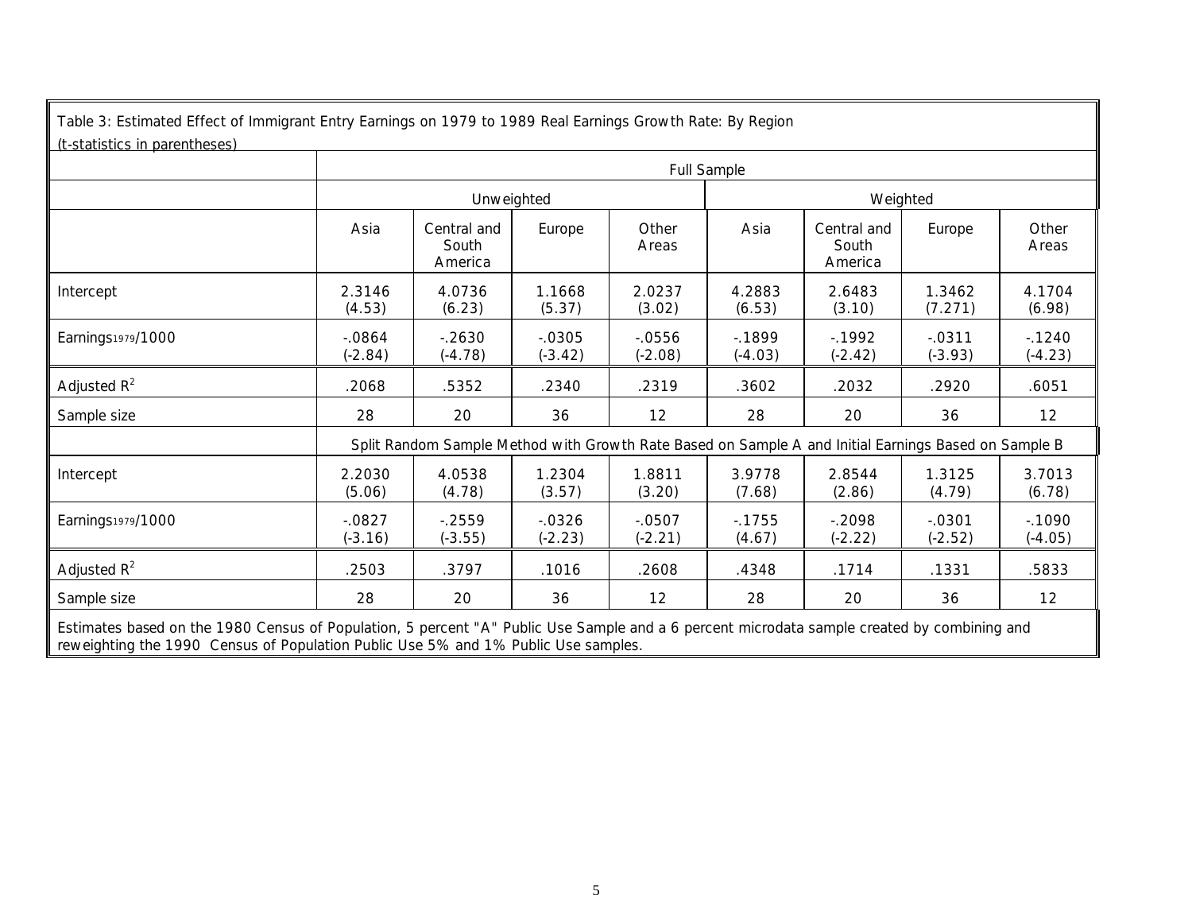Table 3: Estimated Effect of Immigrant Entry Earnings on 1979 to 1989 Real Earnings Growth Rate: By Region
(t-statistics in parentheses)

| | Full Sample | | | | | | | |
|---|---|---|---|---|---|---|---|---|
| | Unweighted | | | | Weighted | | | |
| | Asia | Central and South America | Europe | Other Areas | Asia | Central and South America | Europe | Other Areas |
| Intercept | 2.3146 (4.53) | 4.0736 (6.23) | 1.1668 (5.37) | 2.0237 (3.02) | 4.2883 (6.53) | 2.6483 (3.10) | 1.3462 (7.271) | 4.1704 (6.98) |
| $Earnings_{1979}/1000$ | -.0864 (-2.84) | -.2630 (-4.78) | -.0305 (-3.42) | -.0556 (-2.08) | -.1899 (-4.03) | -.1992 (-2.42) | -.0311 (-3.93) | -.1240 (-4.23) |
| Adjusted $R^2$ | .2068 | .5352 | .2340 | .2319 | .3602 | .2032 | .2920 | .6051 |
| Sample size | 28 | 20 | 36 | 12 | 28 | 20 | 36 | 12 |
| | Split Random Sample Method with Growth Rate Based on Sample A and Initial Earnings Based on Sample B | | | | | | | |
| Intercept | 2.2030 (5.06) | 4.0538 (4.78) | 1.2304 (3.57) | 1.8811 (3.20) | 3.9778 (7.68) | 2.8544 (2.86) | 1.3125 (4.79) | 3.7013 (6.78) |
| $Earnings_{1979}/1000$ | -.0827 (-3.16) | -.2559 (-3.55) | -.0326 (-2.23) | -.0507 (-2.21) | -.1755 (4.67) | -.2098 (-2.22) | -.0301 (-2.52) | -.1090 (-4.05) |
| Adjusted $R^2$ | .2503 | .3797 | .1016 | .2608 | .4348 | .1714 | .1331 | .5833 |
| Sample size | 28 | 20 | 36 | 12 | 28 | 20 | 36 | 12 |

Estimates based on the 1980 Census of Population, 5 percent "A" Public Use Sample and a 6 percent microdata sample created by combining and reweighting the 1990 Census of Population Public Use 5% and 1% Public Use samples.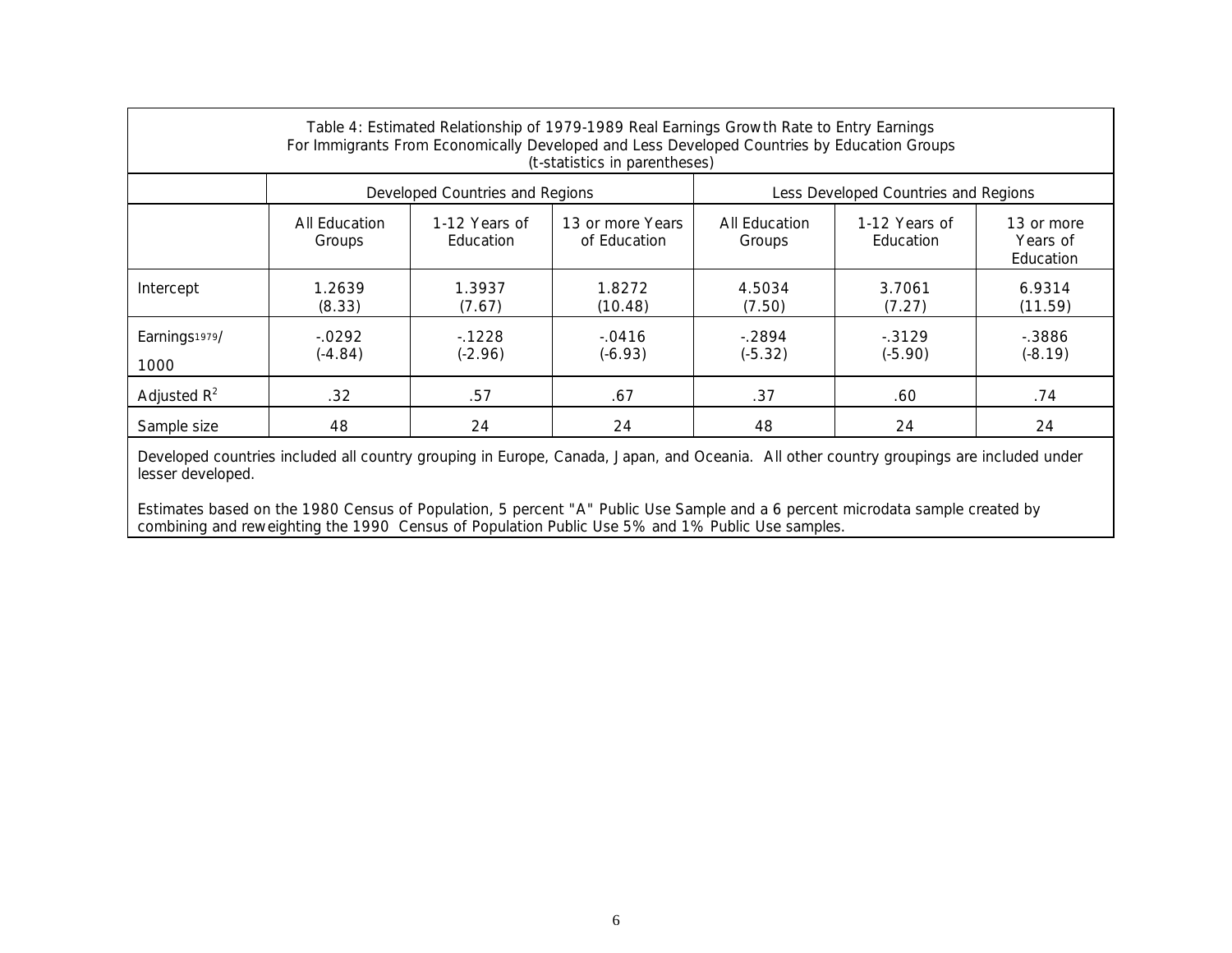Table 4: Estimated Relationship of 1979-1989 Real Earnings Growth Rate to Entry Earnings For Immigrants From Economically Developed and Less Developed Countries by Education Groups (t-statistics in parentheses)

| | Developed Countries and Regions | | | Less Developed Countries and Regions | | |
|---|---|---|---|---|---|---|
| | All Education Groups | 1-12 Years of Education | 13 or more Years of Education | All Education Groups | 1-12 Years of Education | 13 or more Years of Education |
| Intercept | 1.2639 (8.33) | 1.3937 (7.67) | 1.8272 (10.48) | 4.5034 (7.50) | 3.7061 (7.27) | 6.9314 (11.59) |
| $Earnings_{1979}$/ 1000 | -.0292 (-4.84) | -.1228 (-2.96) | -.0416 (-6.93) | -.2894 (-5.32) | -.3129 (-5.90) | -.3886 (-8.19) |
| Adjusted $R^2$ | .32 | .57 | .67 | .37 | .60 | .74 |
| Sample size | 48 | 24 | 24 | 48 | 24 | 24 |

Developed countries included all country grouping in Europe, Canada, Japan, and Oceania. All other country groupings are included under lesser developed.

Estimates based on the 1980 Census of Population, 5 percent "A" Public Use Sample and a 6 percent microdata sample created by combining and reweighting the 1990 Census of Population Public Use 5% and 1% Public Use samples.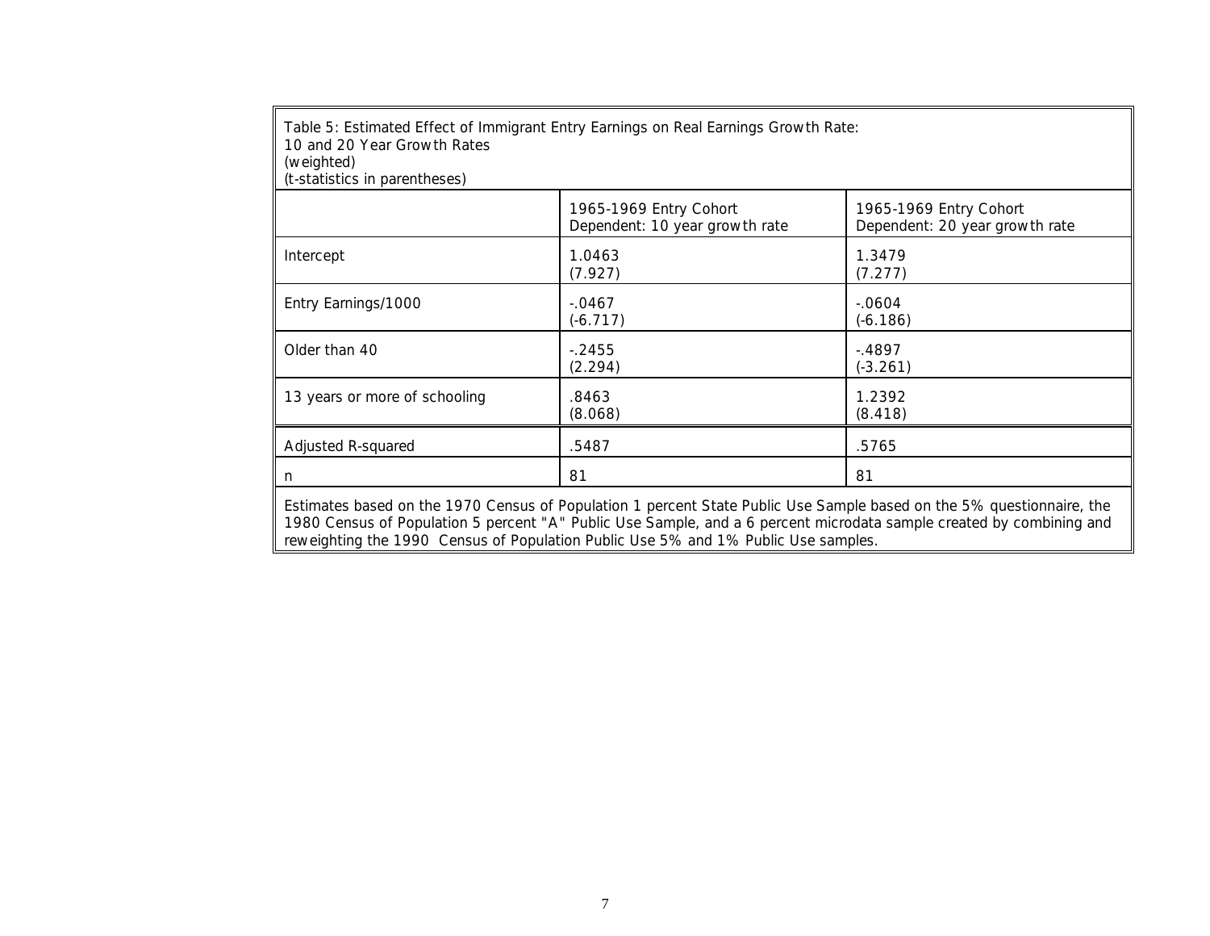Table 5: Estimated Effect of Immigrant Entry Earnings on Real Earnings Growth Rate:
10 and 20 Year Growth Rates
(weighted)
(t-statistics in parentheses)

| | 1965-1969 Entry Cohort Dependent: 10 year growth rate | 1965-1969 Entry Cohort Dependent: 20 year growth rate |
|---|---|---|
| Intercept | 1.0463 (7.927) | 1.3479 (7.277) |
| Entry Earnings/1000 | -.0467 (-6.717) | -.0604 (-6.186) |
| Older than 40 | -.2455 (2.294) | -.4897 (-3.261) |
| 13 years or more of schooling | .8463 (8.068) | 1.2392 (8.418) |
| Adjusted R-squared | .5487 | .5765 |
| n | 81 | 81 |

Estimates based on the 1970 Census of Population 1 percent State Public Use Sample based on the 5% questionnaire, the 1980 Census of Population 5 percent "A" Public Use Sample, and a 6 percent microdata sample created by combining and reweighting the 1990 Census of Population Public Use 5% and 1% Public Use samples.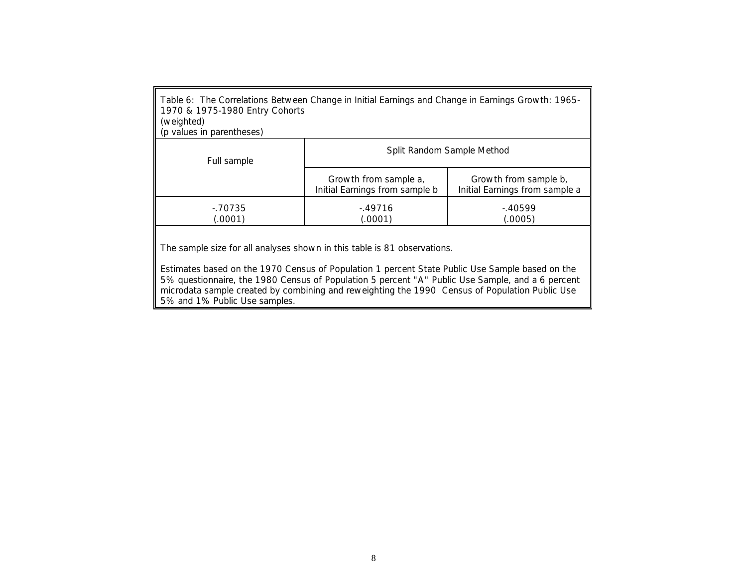Table 6: The Correlations Between Change in Initial Earnings and Change in Earnings Growth: 1965-1970 & 1975-1980 Entry Cohorts
(weighted)
(p values in parentheses)

| Full sample | Split Random Sample Method | |
|---|---|---|
| | Growth from sample a, Initial Earnings from sample b | Growth from sample b, Initial Earnings from sample a |
| -.70735 (.0001) | -.49716 (.0001) | -.40599 (.0005) |

The sample size for all analyses shown in this table is 81 observations.

Estimates based on the 1970 Census of Population 1 percent State Public Use Sample based on the 5% questionnaire, the 1980 Census of Population 5 percent "A" Public Use Sample, and a 6 percent microdata sample created by combining and reweighting the 1990 Census of Population Public Use 5% and 1% Public Use samples.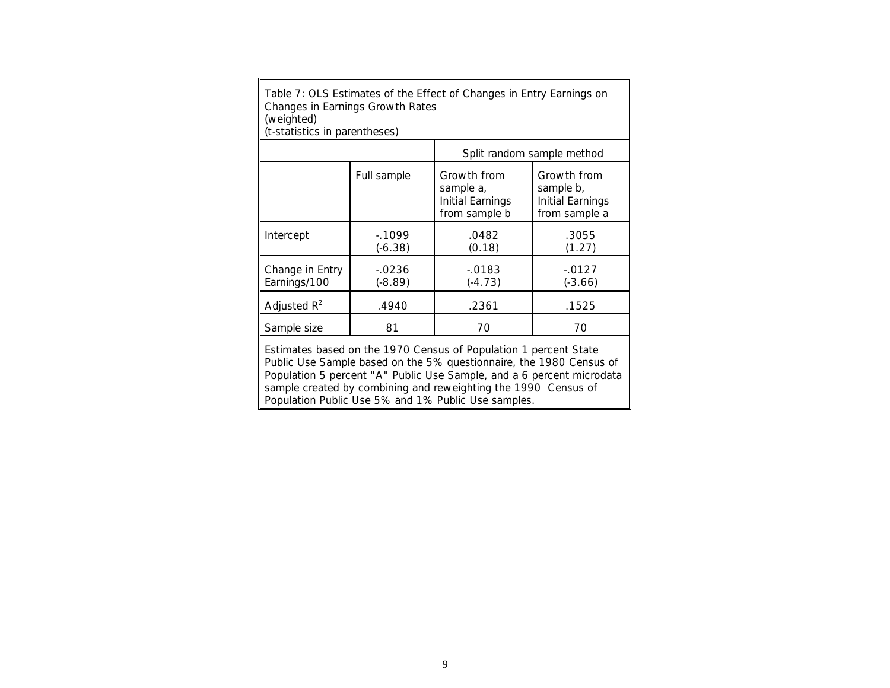Table 7: OLS Estimates of the Effect of Changes in Entry Earnings on Changes in Earnings Growth Rates
(weighted)
(t-statistics in parentheses)

| | | Split random sample method | |
|---|---|---|---|
| | Full sample | Growth from sample a, Initial Earnings from sample b | Growth from sample b, Initial Earnings from sample a |
| Intercept | -.1099<br>(-6.38) | .0482<br>(0.18) | .3055<br>(1.27) |
| Change in Entry Earnings/100 | -.0236<br>(-8.89) | -.0183<br>(-4.73) | -.0127<br>(-3.66) |
| Adjusted $R^2$ | .4940 | .2361 | .1525 |
| Sample size | 81 | 70 | 70 |

Estimates based on the 1970 Census of Population 1 percent State Public Use Sample based on the 5% questionnaire, the 1980 Census of Population 5 percent "A" Public Use Sample, and a 6 percent microdata sample created by combining and reweighting the 1990 Census of Population Public Use 5% and 1% Public Use samples.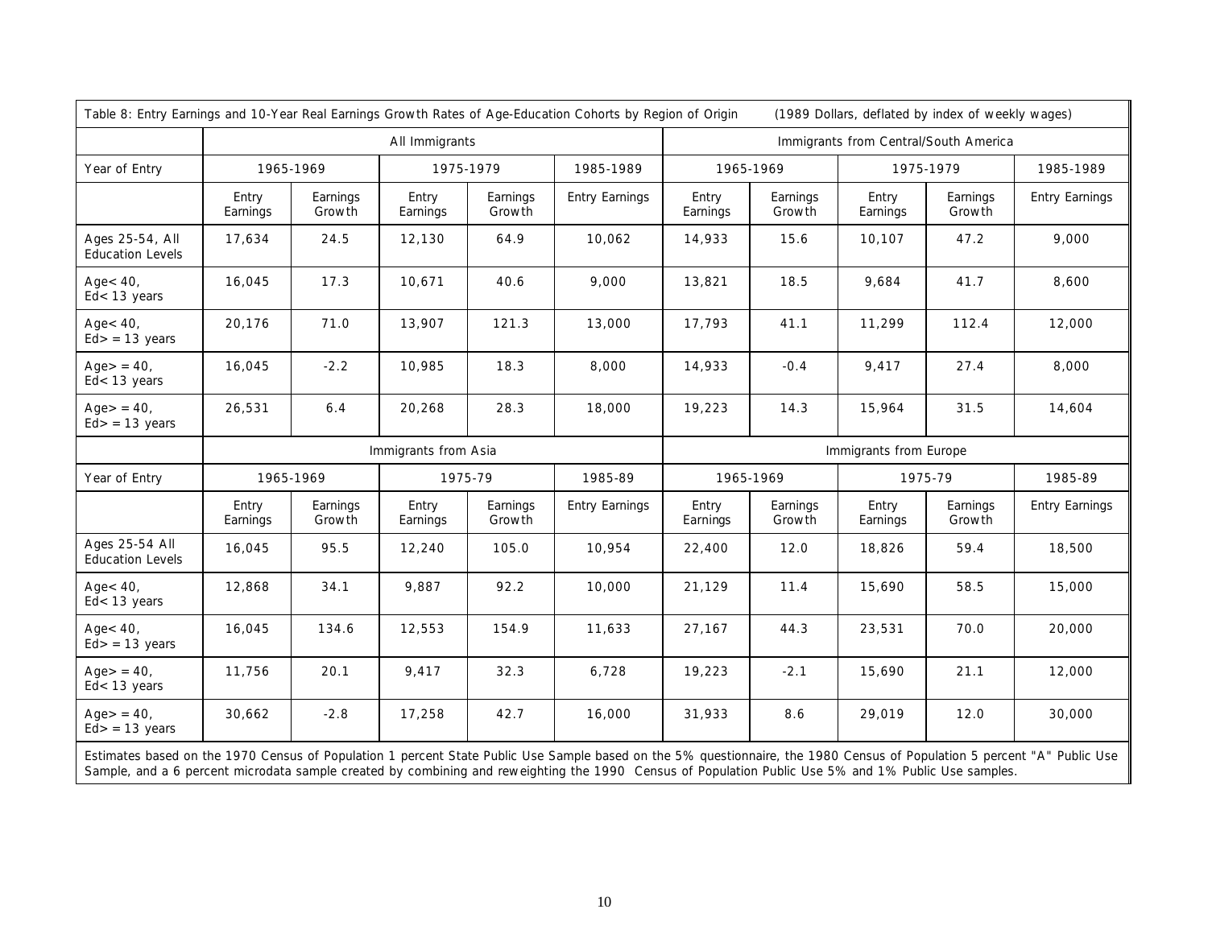Table 8: Entry Earnings and 10-Year Real Earnings Growth Rates of Age-Education Cohorts by Region of Origin (1989 Dollars, deflated by index of weekly wages)

| | All Immigrants | | | | | Immigrants from Central/South America | | | | |
|---|---|---|---|---|---|---|---|---|---|---|
| Year of Entry | 1965-1969 | | 1975-1979 | | 1985-1989 | 1965-1969 | | 1975-1979 | | 1985-1989 |
| | Entry Earnings | Earnings Growth | Entry Earnings | Earnings Growth | Entry Earnings | Entry Earnings | Earnings Growth | Entry Earnings | Earnings Growth | Entry Earnings |
| Ages 25-54, All Education Levels | 17,634 | 24.5 | 12,130 | 64.9 | 10,062 | 14,933 | 15.6 | 10,107 | 47.2 | 9,000 |
| Age< 40, Ed< 13 years | 16,045 | 17.3 | 10,671 | 40.6 | 9,000 | 13,821 | 18.5 | 9,684 | 41.7 | 8,600 |
| Age< 40, Ed> = 13 years | 20,176 | 71.0 | 13,907 | 121.3 | 13,000 | 17,793 | 41.1 | 11,299 | 112.4 | 12,000 |
| Age> = 40, Ed< 13 years | 16,045 | -2.2 | 10,985 | 18.3 | 8,000 | 14,933 | -0.4 | 9,417 | 27.4 | 8,000 |
| Age> = 40, Ed> = 13 years | 26,531 | 6.4 | 20,268 | 28.3 | 18,000 | 19,223 | 14.3 | 15,964 | 31.5 | 14,604 |
| | Immigrants from Asia | | | | | Immigrants from Europe | | | | |
| Year of Entry | 1965-1969 | | 1975-79 | | 1985-89 | 1965-1969 | | 1975-79 | | 1985-89 |
| | Entry Earnings | Earnings Growth | Entry Earnings | Earnings Growth | Entry Earnings | Entry Earnings | Earnings Growth | Entry Earnings | Earnings Growth | Entry Earnings |
| Ages 25-54 All Education Levels | 16,045 | 95.5 | 12,240 | 105.0 | 10,954 | 22,400 | 12.0 | 18,826 | 59.4 | 18,500 |
| Age< 40, Ed< 13 years | 12,868 | 34.1 | 9,887 | 92.2 | 10,000 | 21,129 | 11.4 | 15,690 | 58.5 | 15,000 |
| Age< 40, Ed> = 13 years | 16,045 | 134.6 | 12,553 | 154.9 | 11,633 | 27,167 | 44.3 | 23,531 | 70.0 | 20,000 |
| Age> = 40, Ed< 13 years | 11,756 | 20.1 | 9,417 | 32.3 | 6,728 | 19,223 | -2.1 | 15,690 | 21.1 | 12,000 |
| Age> = 40, Ed> = 13 years | 30,662 | -2.8 | 17,258 | 42.7 | 16,000 | 31,933 | 8.6 | 29,019 | 12.0 | 30,000 |

Estimates based on the 1970 Census of Population 1 percent State Public Use Sample based on the 5% questionnaire, the 1980 Census of Population 5 percent "A" Public Use Sample, and a 6 percent microdata sample created by combining and reweighting the 1990 Census of Population Public Use 5% and 1% Public Use samples.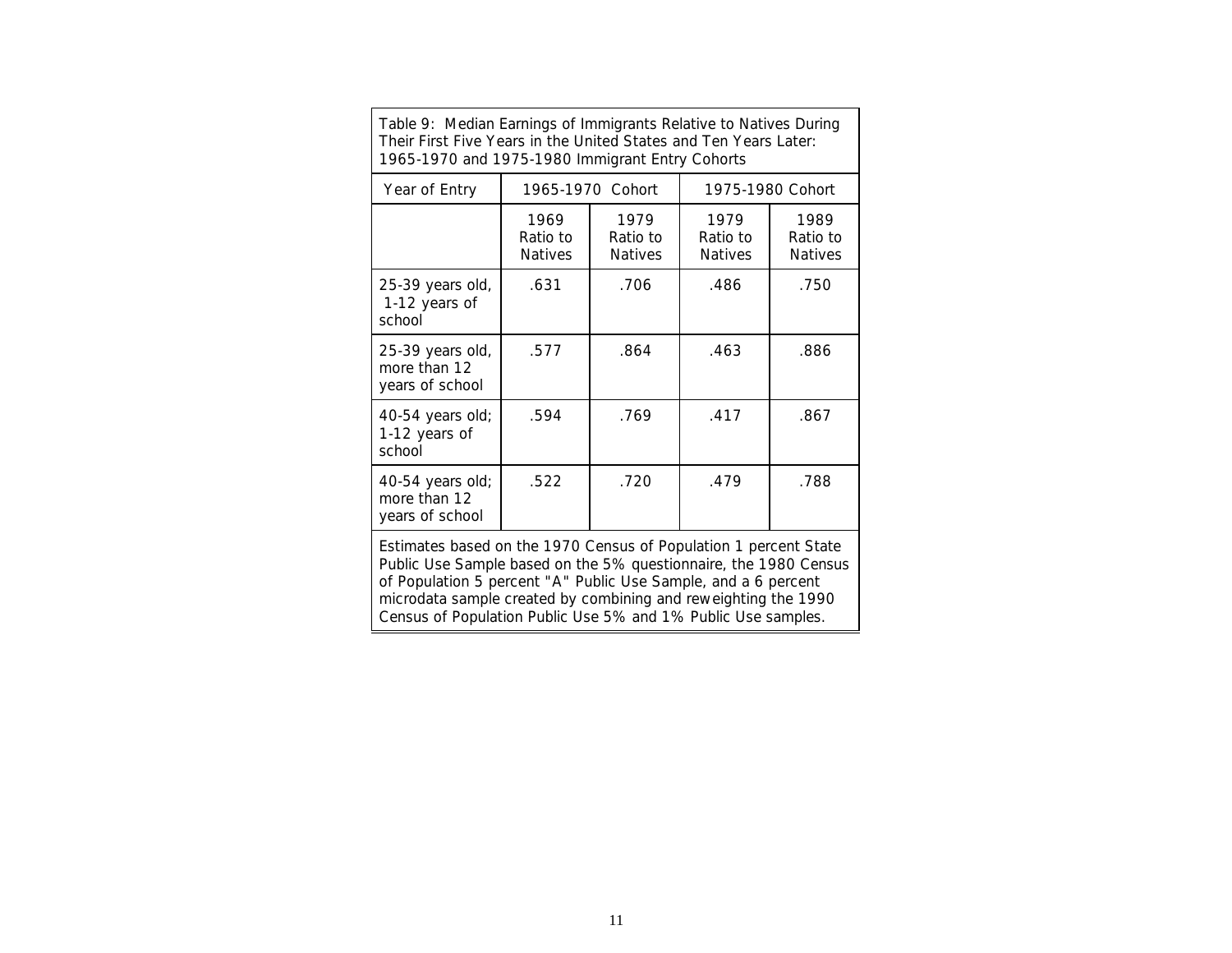Table 9: Median Earnings of Immigrants Relative to Natives During Their First Five Years in the United States and Ten Years Later: 1965-1970 and 1975-1980 Immigrant Entry Cohorts

| Year of Entry | 1965-1970 Cohort | | 1975-1980 Cohort | |
|---|---|---|---|---|
| | 1969 Ratio to Natives | 1979 Ratio to Natives | 1979 Ratio to Natives | 1989 Ratio to Natives |
| 25-39 years old, 1-12 years of school | .631 | .706 | .486 | .750 |
| 25-39 years old, more than 12 years of school | .577 | .864 | .463 | .886 |
| 40-54 years old; 1-12 years of school | .594 | .769 | .417 | .867 |
| 40-54 years old; more than 12 years of school | .522 | .720 | .479 | .788 |

Estimates based on the 1970 Census of Population 1 percent State Public Use Sample based on the 5% questionnaire, the 1980 Census of Population 5 percent "A" Public Use Sample, and a 6 percent microdata sample created by combining and reweighting the 1990 Census of Population Public Use 5% and 1% Public Use samples.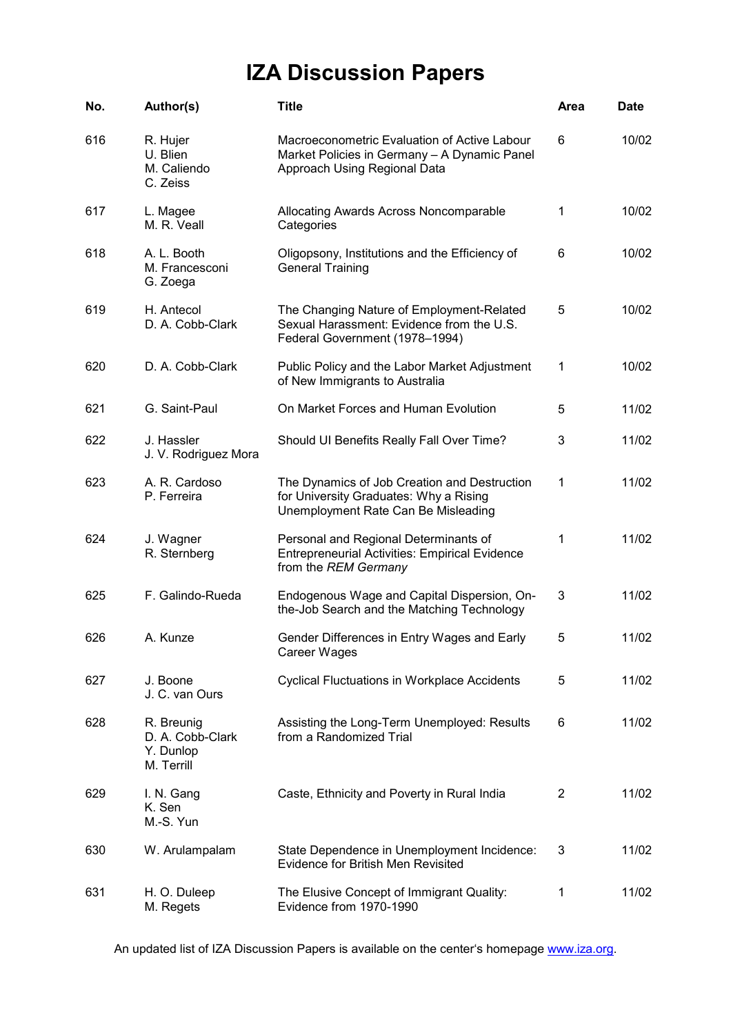# IZA Discussion Papers

| No. | Author(s) | Title | Area | Date |
|---|---|---|---|---|
| 616 | R. Hujer<br>U. Blien<br>M. Caliendo<br>C. Zeiss | Macroeconometric Evaluation of Active Labour Market Policies in Germany – A Dynamic Panel Approach Using Regional Data | 6 | 10/02 |
| 617 | L. Magee<br>M. R. Veall | Allocating Awards Across Noncomparable Categories | 1 | 10/02 |
| 618 | A. L. Booth<br>M. Francesconi<br>G. Zoega | Oligopsony, Institutions and the Efficiency of General Training | 6 | 10/02 |
| 619 | H. Antecol<br>D. A. Cobb-Clark | The Changing Nature of Employment-Related Sexual Harassment: Evidence from the U.S. Federal Government (1978–1994) | 5 | 10/02 |
| 620 | D. A. Cobb-Clark | Public Policy and the Labor Market Adjustment of New Immigrants to Australia | 1 | 10/02 |
| 621 | G. Saint-Paul | On Market Forces and Human Evolution | 5 | 11/02 |
| 622 | J. Hassler<br>J. V. Rodriguez Mora | Should UI Benefits Really Fall Over Time? | 3 | 11/02 |
| 623 | A. R. Cardoso<br>P. Ferreira | The Dynamics of Job Creation and Destruction for University Graduates: Why a Rising Unemployment Rate Can Be Misleading | 1 | 11/02 |
| 624 | J. Wagner<br>R. Sternberg | Personal and Regional Determinants of Entrepreneurial Activities: Empirical Evidence from the *REM Germany* | 1 | 11/02 |
| 625 | F. Galindo-Rueda | Endogenous Wage and Capital Dispersion, On-the-Job Search and the Matching Technology | 3 | 11/02 |
| 626 | A. Kunze | Gender Differences in Entry Wages and Early Career Wages | 5 | 11/02 |
| 627 | J. Boone<br>J. C. van Ours | Cyclical Fluctuations in Workplace Accidents | 5 | 11/02 |
| 628 | R. Breunig<br>D. A. Cobb-Clark<br>Y. Dunlop<br>M. Terrill | Assisting the Long-Term Unemployed: Results from a Randomized Trial | 6 | 11/02 |
| 629 | I. N. Gang<br>K. Sen<br>M.-S. Yun | Caste, Ethnicity and Poverty in Rural India | 2 | 11/02 |
| 630 | W. Arulampalam | State Dependence in Unemployment Incidence: Evidence for British Men Revisited | 3 | 11/02 |
| 631 | H. O. Duleep<br>M. Regets | The Elusive Concept of Immigrant Quality: Evidence from 1970-1990 | 1 | 11/02 |

An updated list of IZA Discussion Papers is available on the center's homepage www.iza.org.